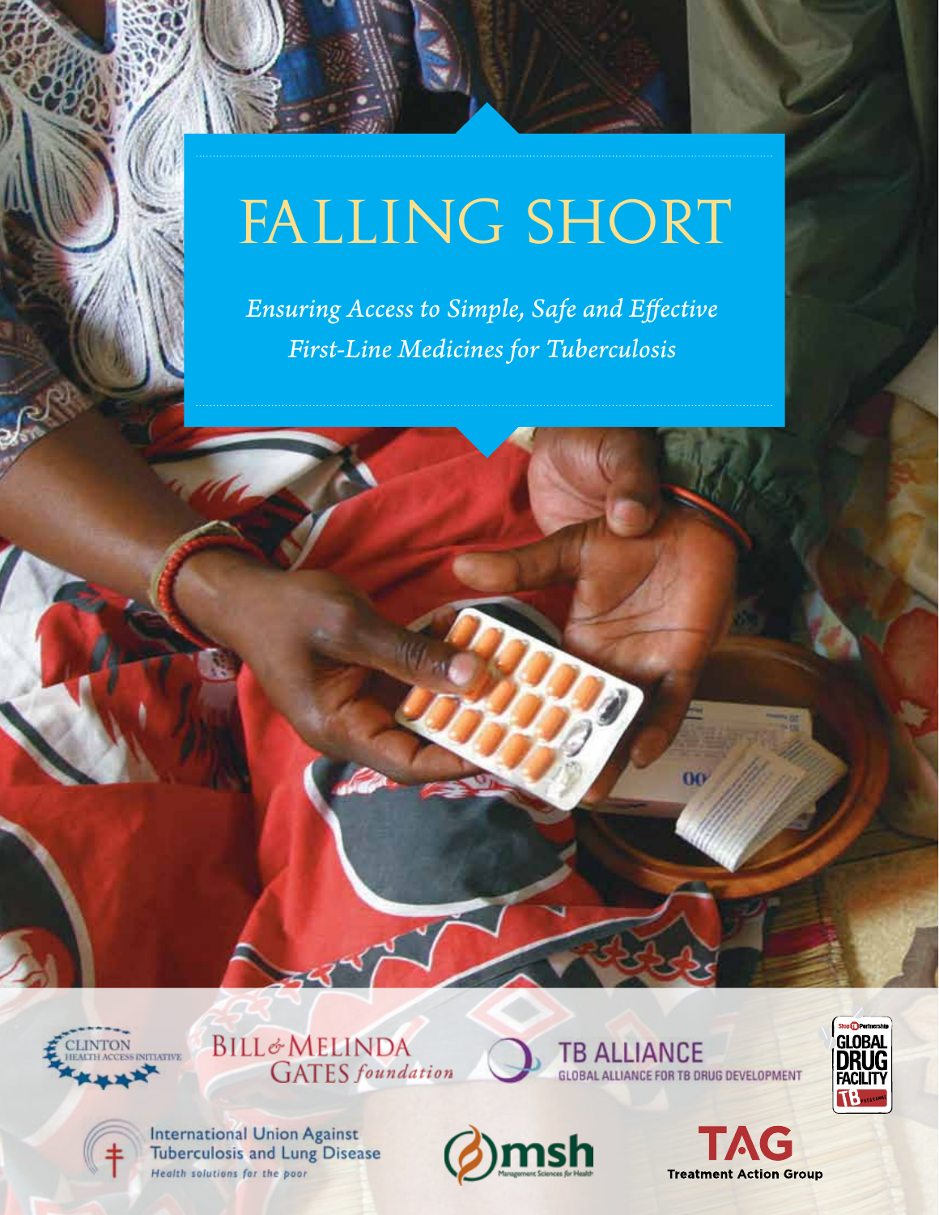# FALLING SHORT

*Ensuring Access to Simple, Safe and Effective First-Line Medicines for Tuberculosis*

CLINTON HEALTH ACCESS INITIATIVE

BILL & MELINDA GATES *foundation*

TB ALLIANCE
GLOBAL ALLIANCE FOR TB DRUG DEVELOPMENT

Stop TB Partnership GLOBAL DRUG FACILITY

International Union Against Tuberculosis and Lung Disease
*Health solutions for the poor*

msh Management Sciences for Health

TAG Treatment Action Group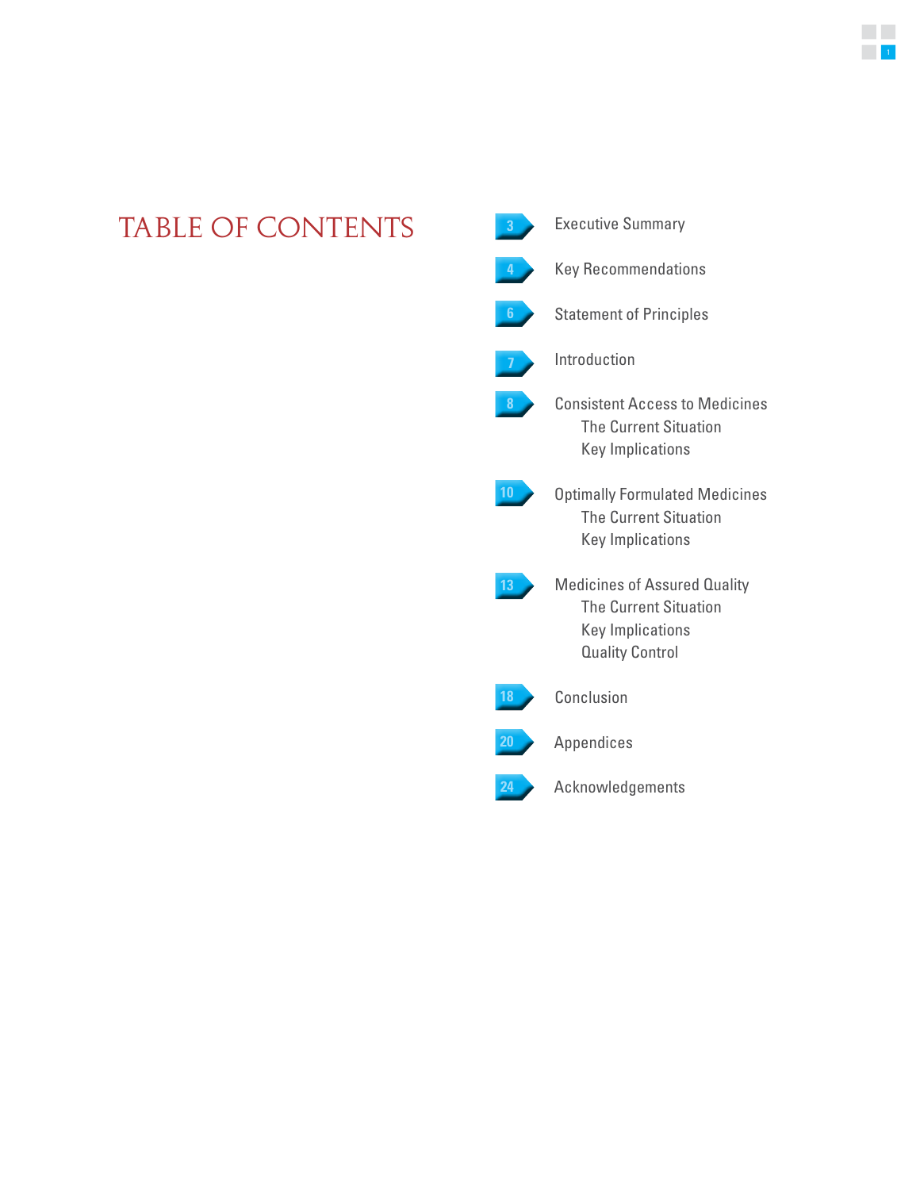# TABLE OF CONTENTS

- 3 Executive Summary
- 4 Key Recommendations
- 6 Statement of Principles
- 7 Introduction
- 8 Consistent Access to Medicines
  - The Current Situation
  - Key Implications
- 10 Optimally Formulated Medicines
  - The Current Situation
  - Key Implications
- 13 Medicines of Assured Quality
  - The Current Situation
  - Key Implications
  - Quality Control
- 18 Conclusion
- 20 Appendices
- 24 Acknowledgements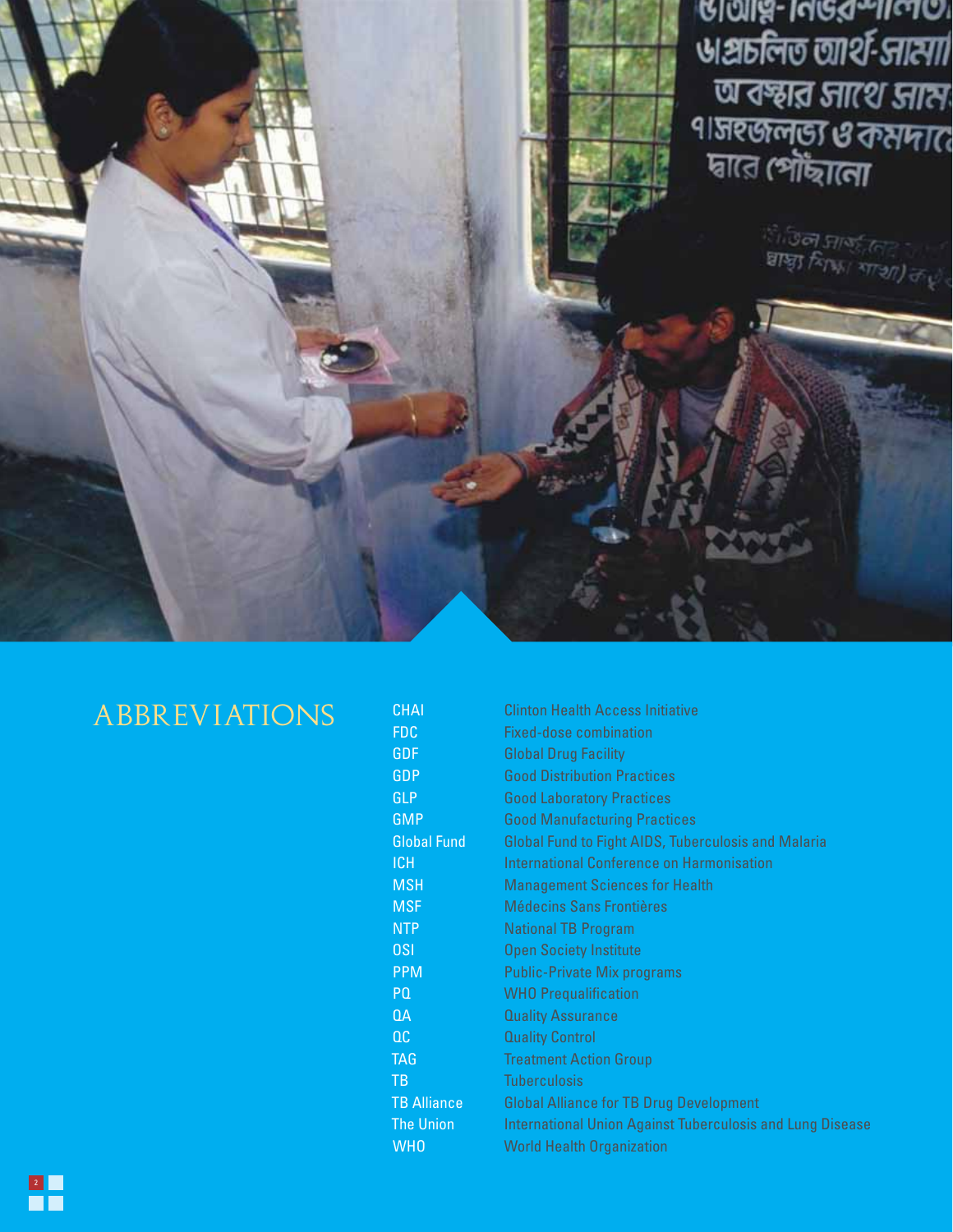# ABBREVIATIONS

| | |
|---|---|
| CHAI | Clinton Health Access Initiative |
| FDC | Fixed-dose combination |
| GDF | Global Drug Facility |
| GDP | Good Distribution Practices |
| GLP | Good Laboratory Practices |
| GMP | Good Manufacturing Practices |
| Global Fund | Global Fund to Fight AIDS, Tuberculosis and Malaria |
| ICH | International Conference on Harmonisation |
| MSH | Management Sciences for Health |
| MSF | Médecins Sans Frontières |
| NTP | National TB Program |
| OSI | Open Society Institute |
| PPM | Public-Private Mix programs |
| PQ | WHO Prequalification |
| QA | Quality Assurance |
| QC | Quality Control |
| TAG | Treatment Action Group |
| TB | Tuberculosis |
| TB Alliance | Global Alliance for TB Drug Development |
| The Union | International Union Against Tuberculosis and Lung Disease |
| WHO | World Health Organization |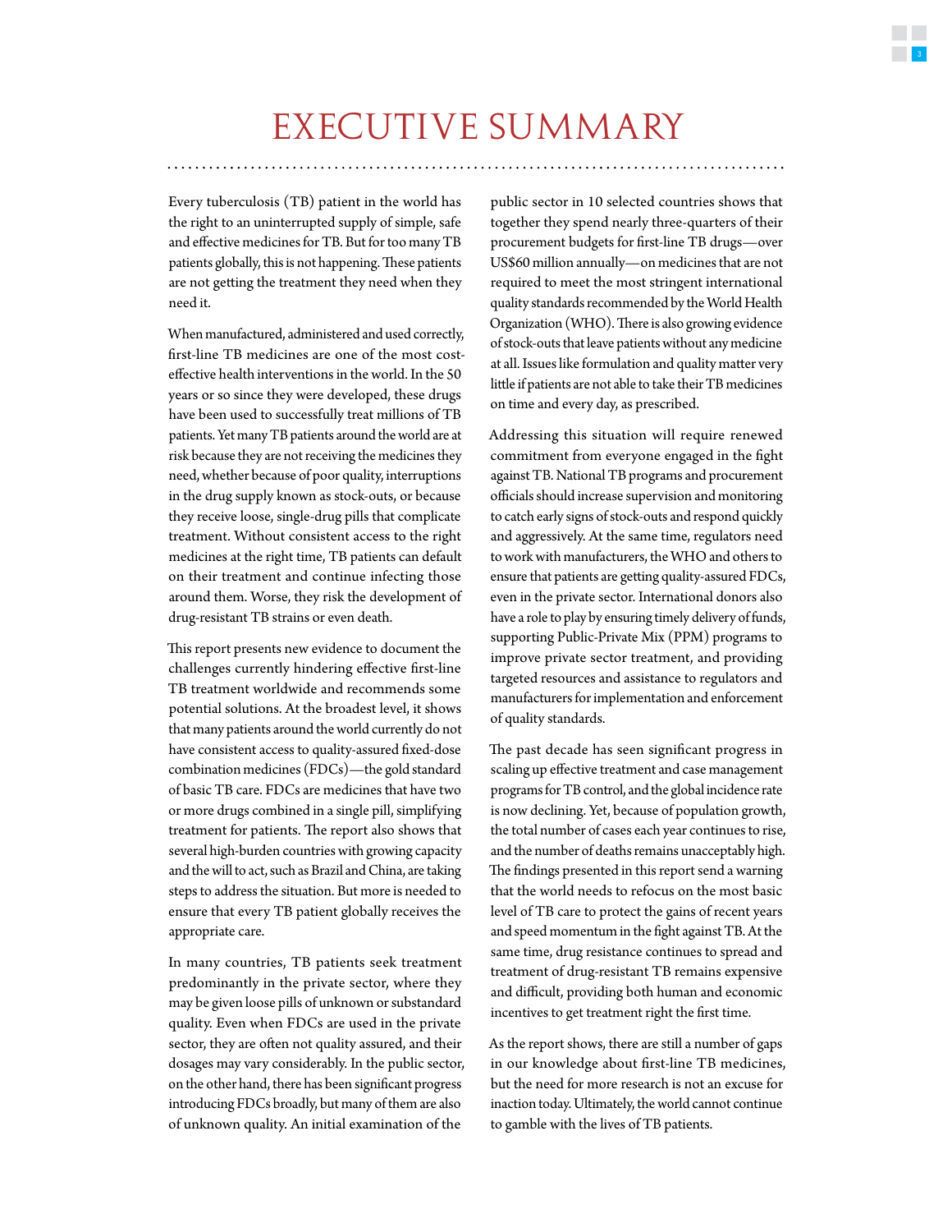# EXECUTIVE SUMMARY

Every tuberculosis (TB) patient in the world has the right to an uninterrupted supply of simple, safe and effective medicines for TB. But for too many TB patients globally, this is not happening. These patients are not getting the treatment they need when they need it.

When manufactured, administered and used correctly, first-line TB medicines are one of the most cost-effective health interventions in the world. In the 50 years or so since they were developed, these drugs have been used to successfully treat millions of TB patients. Yet many TB patients around the world are at risk because they are not receiving the medicines they need, whether because of poor quality, interruptions in the drug supply known as stock-outs, or because they receive loose, single-drug pills that complicate treatment. Without consistent access to the right medicines at the right time, TB patients can default on their treatment and continue infecting those around them. Worse, they risk the development of drug-resistant TB strains or even death.

This report presents new evidence to document the challenges currently hindering effective first-line TB treatment worldwide and recommends some potential solutions. At the broadest level, it shows that many patients around the world currently do not have consistent access to quality-assured fixed-dose combination medicines (FDCs)—the gold standard of basic TB care. FDCs are medicines that have two or more drugs combined in a single pill, simplifying treatment for patients. The report also shows that several high-burden countries with growing capacity and the will to act, such as Brazil and China, are taking steps to address the situation. But more is needed to ensure that every TB patient globally receives the appropriate care.

In many countries, TB patients seek treatment predominantly in the private sector, where they may be given loose pills of unknown or substandard quality. Even when FDCs are used in the private sector, they are often not quality assured, and their dosages may vary considerably. In the public sector, on the other hand, there has been significant progress introducing FDCs broadly, but many of them are also of unknown quality. An initial examination of the public sector in 10 selected countries shows that together they spend nearly three-quarters of their procurement budgets for first-line TB drugs—over US$60 million annually—on medicines that are not required to meet the most stringent international quality standards recommended by the World Health Organization (WHO). There is also growing evidence of stock-outs that leave patients without any medicine at all. Issues like formulation and quality matter very little if patients are not able to take their TB medicines on time and every day, as prescribed.

Addressing this situation will require renewed commitment from everyone engaged in the fight against TB. National TB programs and procurement officials should increase supervision and monitoring to catch early signs of stock-outs and respond quickly and aggressively. At the same time, regulators need to work with manufacturers, the WHO and others to ensure that patients are getting quality-assured FDCs, even in the private sector. International donors also have a role to play by ensuring timely delivery of funds, supporting Public-Private Mix (PPM) programs to improve private sector treatment, and providing targeted resources and assistance to regulators and manufacturers for implementation and enforcement of quality standards.

The past decade has seen significant progress in scaling up effective treatment and case management programs for TB control, and the global incidence rate is now declining. Yet, because of population growth, the total number of cases each year continues to rise, and the number of deaths remains unacceptably high. The findings presented in this report send a warning that the world needs to refocus on the most basic level of TB care to protect the gains of recent years and speed momentum in the fight against TB. At the same time, drug resistance continues to spread and treatment of drug-resistant TB remains expensive and difficult, providing both human and economic incentives to get treatment right the first time.

As the report shows, there are still a number of gaps in our knowledge about first-line TB medicines, but the need for more research is not an excuse for inaction today. Ultimately, the world cannot continue to gamble with the lives of TB patients.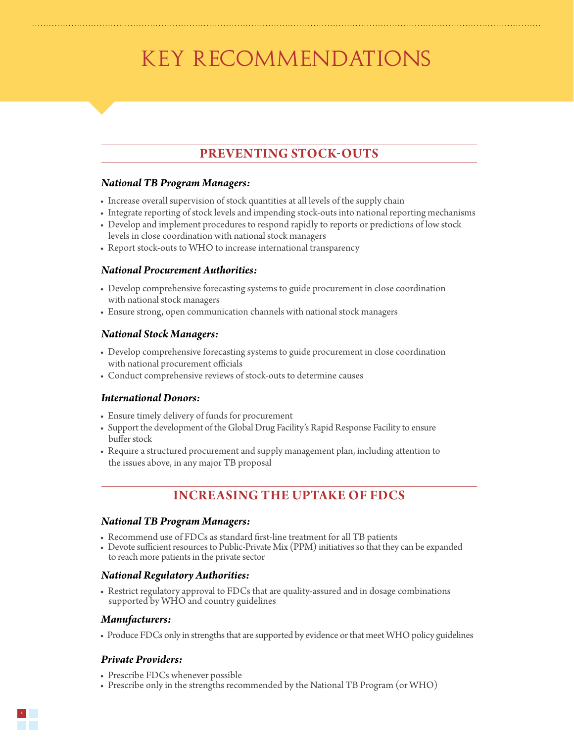# KEY RECOMMENDATIONS

## PREVENTING STOCK-OUTS

***National TB Program Managers:***

- Increase overall supervision of stock quantities at all levels of the supply chain
- Integrate reporting of stock levels and impending stock-outs into national reporting mechanisms
- Develop and implement procedures to respond rapidly to reports or predictions of low stock levels in close coordination with national stock managers
- Report stock-outs to WHO to increase international transparency

***National Procurement Authorities:***

- Develop comprehensive forecasting systems to guide procurement in close coordination with national stock managers
- Ensure strong, open communication channels with national stock managers

***National Stock Managers:***

- Develop comprehensive forecasting systems to guide procurement in close coordination with national procurement officials
- Conduct comprehensive reviews of stock-outs to determine causes

***International Donors:***

- Ensure timely delivery of funds for procurement
- Support the development of the Global Drug Facility's Rapid Response Facility to ensure buffer stock
- Require a structured procurement and supply management plan, including attention to the issues above, in any major TB proposal

## INCREASING THE UPTAKE OF FDCS

***National TB Program Managers:***

- Recommend use of FDCs as standard first-line treatment for all TB patients
- Devote sufficient resources to Public-Private Mix (PPM) initiatives so that they can be expanded to reach more patients in the private sector

***National Regulatory Authorities:***

- Restrict regulatory approval to FDCs that are quality-assured and in dosage combinations supported by WHO and country guidelines

***Manufacturers:***

- Produce FDCs only in strengths that are supported by evidence or that meet WHO policy guidelines

***Private Providers:***

- Prescribe FDCs whenever possible
- Prescribe only in the strengths recommended by the National TB Program (or WHO)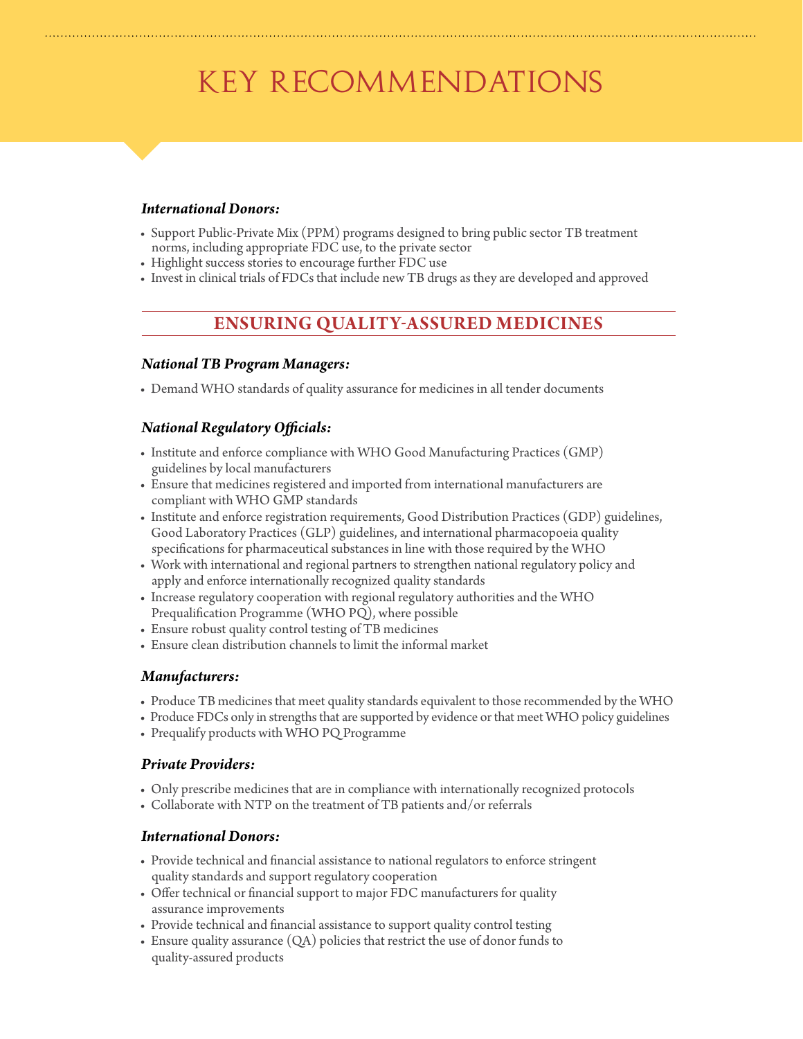# KEY RECOMMENDATIONS

***International Donors:***

- Support Public-Private Mix (PPM) programs designed to bring public sector TB treatment norms, including appropriate FDC use, to the private sector
- Highlight success stories to encourage further FDC use
- Invest in clinical trials of FDCs that include new TB drugs as they are developed and approved

## ENSURING QUALITY-ASSURED MEDICINES

***National TB Program Managers:***

- Demand WHO standards of quality assurance for medicines in all tender documents

***National Regulatory Officials:***

- Institute and enforce compliance with WHO Good Manufacturing Practices (GMP) guidelines by local manufacturers
- Ensure that medicines registered and imported from international manufacturers are compliant with WHO GMP standards
- Institute and enforce registration requirements, Good Distribution Practices (GDP) guidelines, Good Laboratory Practices (GLP) guidelines, and international pharmacopoeia quality specifications for pharmaceutical substances in line with those required by the WHO
- Work with international and regional partners to strengthen national regulatory policy and apply and enforce internationally recognized quality standards
- Increase regulatory cooperation with regional regulatory authorities and the WHO Prequalification Programme (WHO PQ), where possible
- Ensure robust quality control testing of TB medicines
- Ensure clean distribution channels to limit the informal market

***Manufacturers:***

- Produce TB medicines that meet quality standards equivalent to those recommended by the WHO
- Produce FDCs only in strengths that are supported by evidence or that meet WHO policy guidelines
- Prequalify products with WHO PQ Programme

***Private Providers:***

- Only prescribe medicines that are in compliance with internationally recognized protocols
- Collaborate with NTP on the treatment of TB patients and/or referrals

***International Donors:***

- Provide technical and financial assistance to national regulators to enforce stringent quality standards and support regulatory cooperation
- Offer technical or financial support to major FDC manufacturers for quality assurance improvements
- Provide technical and financial assistance to support quality control testing
- Ensure quality assurance (QA) policies that restrict the use of donor funds to quality-assured products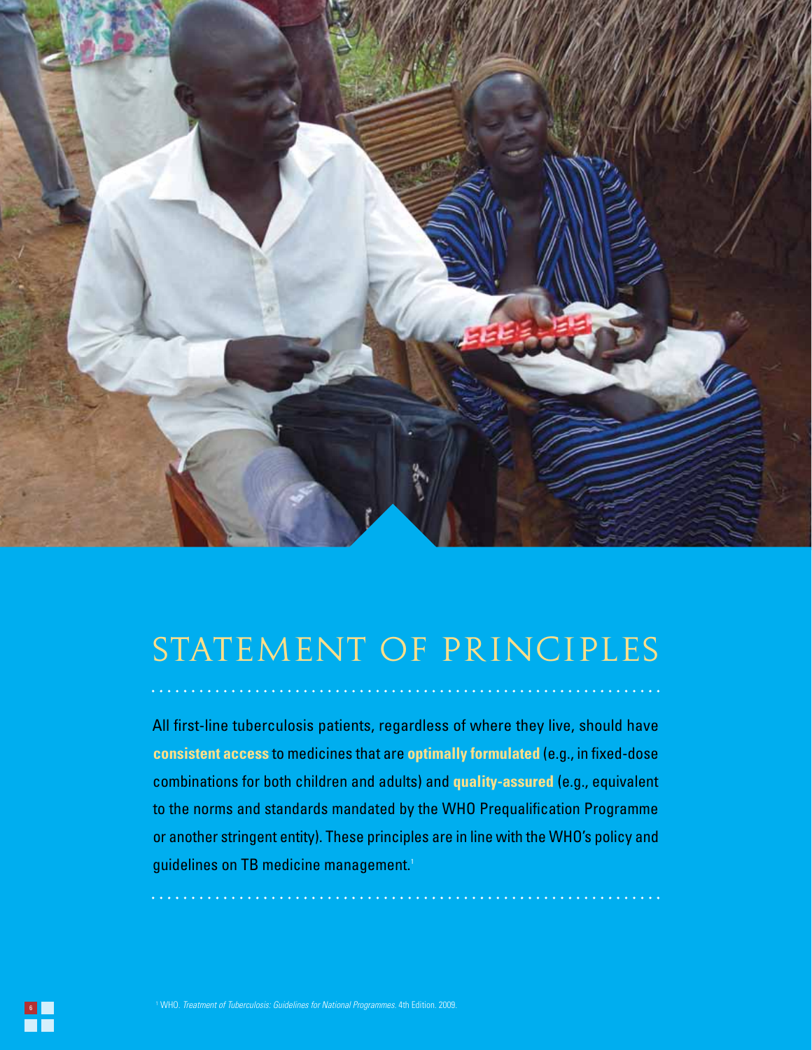# STATEMENT OF PRINCIPLES

All first-line tuberculosis patients, regardless of where they live, should have **consistent access** to medicines that are **optimally formulated** (e.g., in fixed-dose combinations for both children and adults) and **quality-assured** (e.g., equivalent to the norms and standards mandated by the WHO Prequalification Programme or another stringent entity). These principles are in line with the WHO's policy and guidelines on TB medicine management.[1]

[1] WHO. *Treatment of Tuberculosis: Guidelines for National Programmes.* 4th Edition. 2009.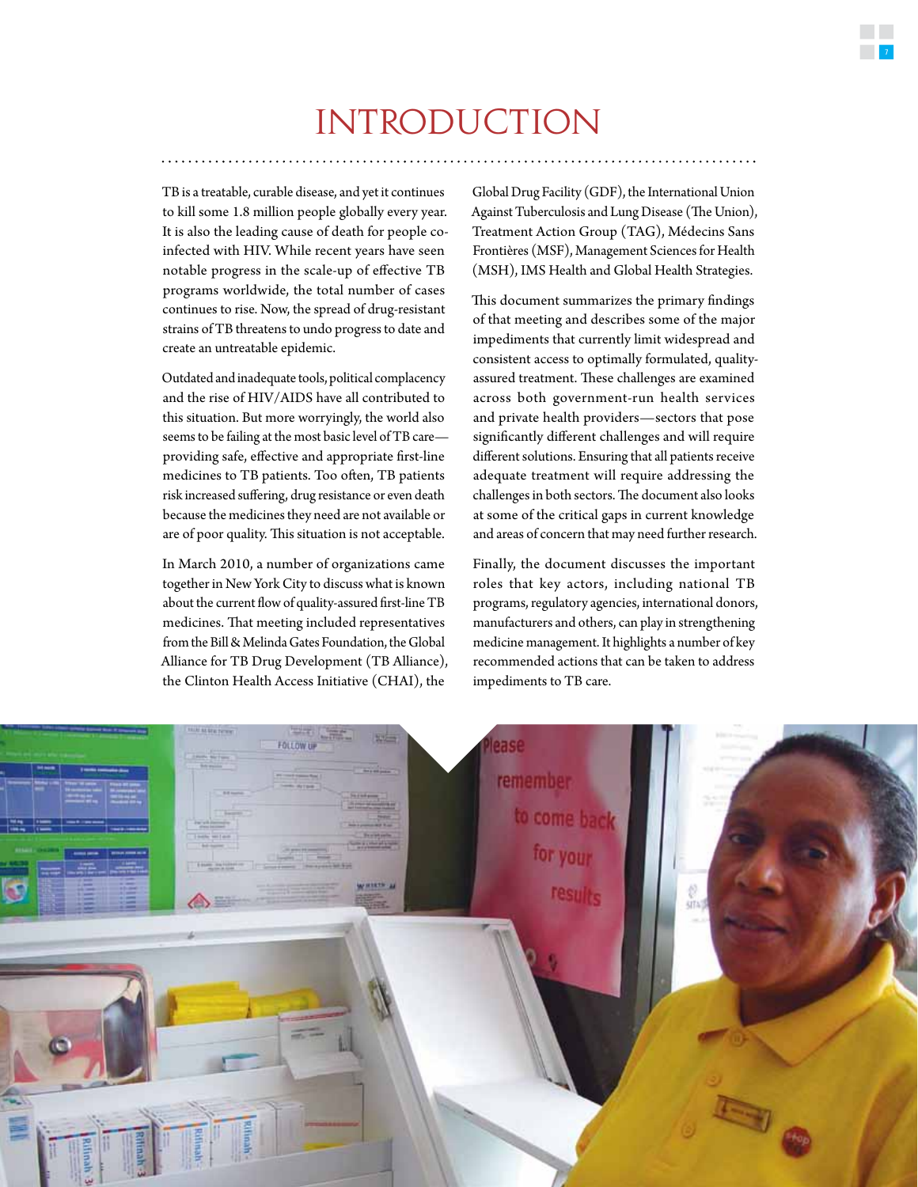# INTRODUCTION

TB is a treatable, curable disease, and yet it continues to kill some 1.8 million people globally every year. It is also the leading cause of death for people co-infected with HIV. While recent years have seen notable progress in the scale-up of effective TB programs worldwide, the total number of cases continues to rise. Now, the spread of drug-resistant strains of TB threatens to undo progress to date and create an untreatable epidemic.

Outdated and inadequate tools, political complacency and the rise of HIV/AIDS have all contributed to this situation. But more worryingly, the world also seems to be failing at the most basic level of TB care—providing safe, effective and appropriate first-line medicines to TB patients. Too often, TB patients risk increased suffering, drug resistance or even death because the medicines they need are not available or are of poor quality. This situation is not acceptable.

In March 2010, a number of organizations came together in New York City to discuss what is known about the current flow of quality-assured first-line TB medicines. That meeting included representatives from the Bill & Melinda Gates Foundation, the Global Alliance for TB Drug Development (TB Alliance), the Clinton Health Access Initiative (CHAI), the Global Drug Facility (GDF), the International Union Against Tuberculosis and Lung Disease (The Union), Treatment Action Group (TAG), Médecins Sans Frontières (MSF), Management Sciences for Health (MSH), IMS Health and Global Health Strategies.

This document summarizes the primary findings of that meeting and describes some of the major impediments that currently limit widespread and consistent access to optimally formulated, quality-assured treatment. These challenges are examined across both government-run health services and private health providers—sectors that pose significantly different challenges and will require different solutions. Ensuring that all patients receive adequate treatment will require addressing the challenges in both sectors. The document also looks at some of the critical gaps in current knowledge and areas of concern that may need further research.

Finally, the document discusses the important roles that key actors, including national TB programs, regulatory agencies, international donors, manufacturers and others, can play in strengthening medicine management. It highlights a number of key recommended actions that can be taken to address impediments to TB care.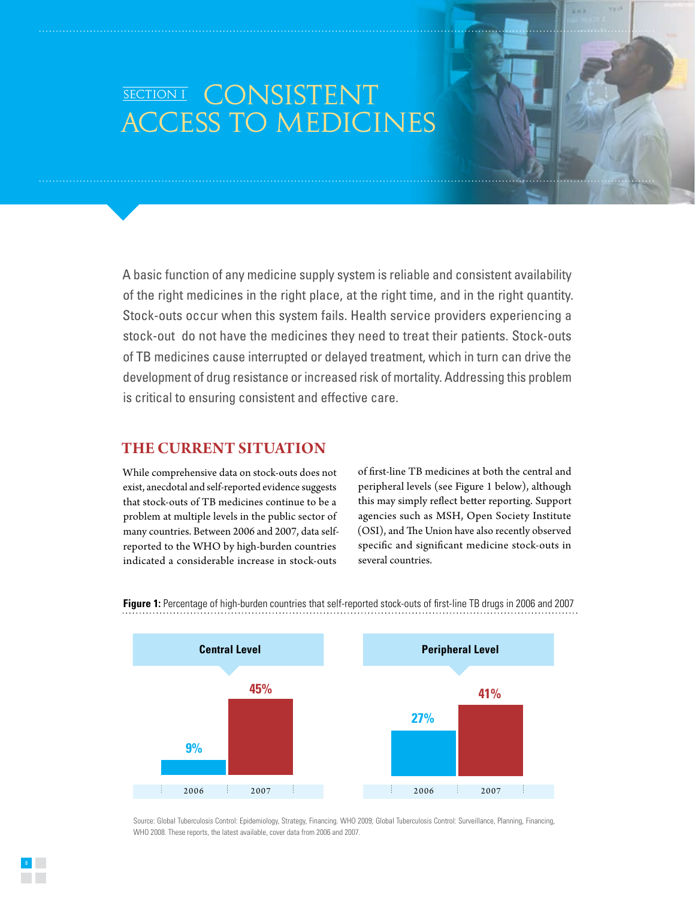# SECTION I CONSISTENT ACCESS TO MEDICINES

A basic function of any medicine supply system is reliable and consistent availability of the right medicines in the right place, at the right time, and in the right quantity. Stock-outs occur when this system fails. Health service providers experiencing a stock-out do not have the medicines they need to treat their patients. Stock-outs of TB medicines cause interrupted or delayed treatment, which in turn can drive the development of drug resistance or increased risk of mortality. Addressing this problem is critical to ensuring consistent and effective care.

## THE CURRENT SITUATION

While comprehensive data on stock-outs does not exist, anecdotal and self-reported evidence suggests that stock-outs of TB medicines continue to be a problem at multiple levels in the public sector of many countries. Between 2006 and 2007, data self-reported to the WHO by high-burden countries indicated a considerable increase in stock-outs of first-line TB medicines at both the central and peripheral levels (see Figure 1 below), although this may simply reflect better reporting. Support agencies such as MSH, Open Society Institute (OSI), and The Union have also recently observed specific and significant medicine stock-outs in several countries.

**Figure 1:** Percentage of high-burden countries that self-reported stock-outs of first-line TB drugs in 2006 and 2007

| | 2006 | 2007 |
|---|---|---|
| Central Level | 9% | 45% |
| Peripheral Level | 27% | 41% |

Source: Global Tuberculosis Control: Epidemiology, Strategy, Financing. WHO 2009; Global Tuberculosis Control: Surveillance, Planning, Financing, WHO 2008. These reports, the latest available, cover data from 2006 and 2007.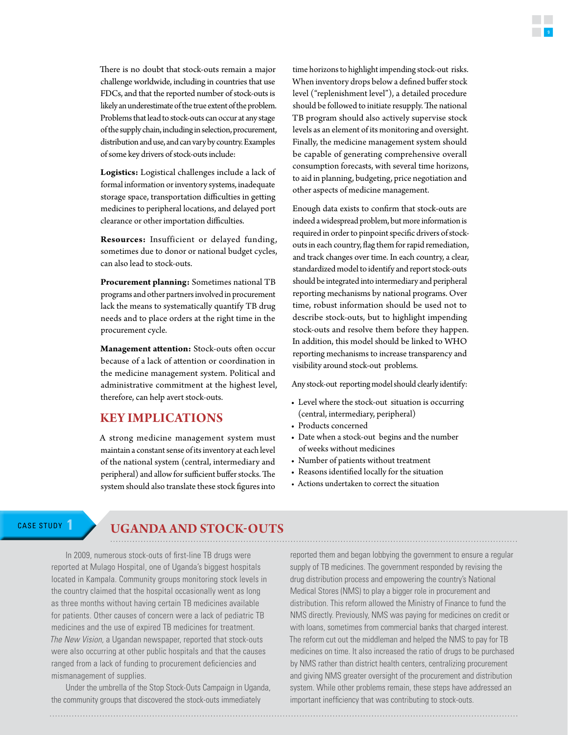There is no doubt that stock-outs remain a major challenge worldwide, including in countries that use FDCs, and that the reported number of stock-outs is likely an underestimate of the true extent of the problem. Problems that lead to stock-outs can occur at any stage of the supply chain, including in selection, procurement, distribution and use, and can vary by country. Examples of some key drivers of stock-outs include:

**Logistics:** Logistical challenges include a lack of formal information or inventory systems, inadequate storage space, transportation difficulties in getting medicines to peripheral locations, and delayed port clearance or other importation difficulties.

**Resources:** Insufficient or delayed funding, sometimes due to donor or national budget cycles, can also lead to stock-outs.

**Procurement planning:** Sometimes national TB programs and other partners involved in procurement lack the means to systematically quantify TB drug needs and to place orders at the right time in the procurement cycle.

**Management attention:** Stock-outs often occur because of a lack of attention or coordination in the medicine management system. Political and administrative commitment at the highest level, therefore, can help avert stock-outs.

## KEY IMPLICATIONS

A strong medicine management system must maintain a constant sense of its inventory at each level of the national system (central, intermediary and peripheral) and allow for sufficient buffer stocks. The system should also translate these stock figures into time horizons to highlight impending stock-out risks. When inventory drops below a defined buffer stock level ("replenishment level"), a detailed procedure should be followed to initiate resupply. The national TB program should also actively supervise stock levels as an element of its monitoring and oversight. Finally, the medicine management system should be capable of generating comprehensive overall consumption forecasts, with several time horizons, to aid in planning, budgeting, price negotiation and other aspects of medicine management.

Enough data exists to confirm that stock-outs are indeed a widespread problem, but more information is required in order to pinpoint specific drivers of stock-outs in each country, flag them for rapid remediation, and track changes over time. In each country, a clear, standardized model to identify and report stock-outs should be integrated into intermediary and peripheral reporting mechanisms by national programs. Over time, robust information should be used not to describe stock-outs, but to highlight impending stock-outs and resolve them before they happen. In addition, this model should be linked to WHO reporting mechanisms to increase transparency and visibility around stock-out problems.

Any stock-out reporting model should clearly identify:

- Level where the stock-out situation is occurring (central, intermediary, peripheral)
- Products concerned
- Date when a stock-out begins and the number of weeks without medicines
- Number of patients without treatment
- Reasons identified locally for the situation
- Actions undertaken to correct the situation

## CASE STUDY 1: UGANDA AND STOCK-OUTS

In 2009, numerous stock-outs of first-line TB drugs were reported at Mulago Hospital, one of Uganda's biggest hospitals located in Kampala. Community groups monitoring stock levels in the country claimed that the hospital occasionally went as long as three months without having certain TB medicines available for patients. Other causes of concern were a lack of pediatric TB medicines and the use of expired TB medicines for treatment. *The New Vision,* a Ugandan newspaper, reported that stock-outs were also occurring at other public hospitals and that the causes ranged from a lack of funding to procurement deficiencies and mismanagement of supplies.

Under the umbrella of the Stop Stock-Outs Campaign in Uganda, the community groups that discovered the stock-outs immediately reported them and began lobbying the government to ensure a regular supply of TB medicines. The government responded by revising the drug distribution process and empowering the country's National Medical Stores (NMS) to play a bigger role in procurement and distribution. This reform allowed the Ministry of Finance to fund the NMS directly. Previously, NMS was paying for medicines on credit or with loans, sometimes from commercial banks that charged interest. The reform cut out the middleman and helped the NMS to pay for TB medicines on time. It also increased the ratio of drugs to be purchased by NMS rather than district health centers, centralizing procurement and giving NMS greater oversight of the procurement and distribution system. While other problems remain, these steps have addressed an important inefficiency that was contributing to stock-outs.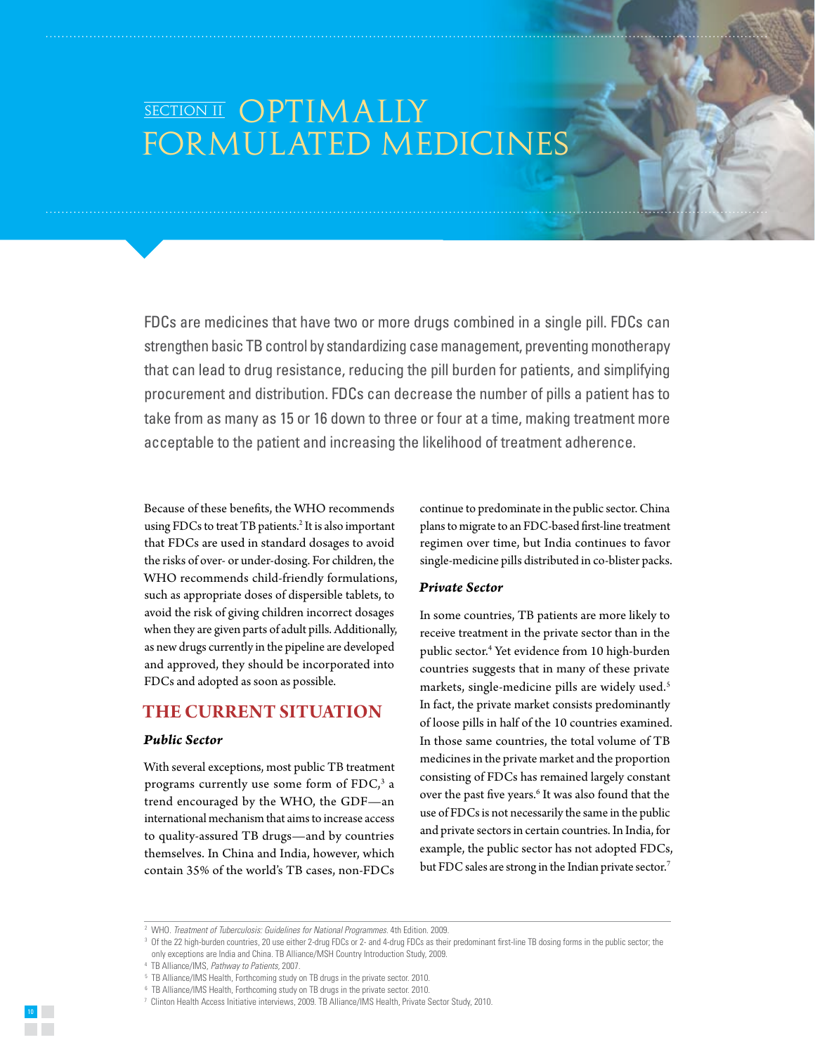# SECTION II OPTIMALLY FORMULATED MEDICINES

FDCs are medicines that have two or more drugs combined in a single pill. FDCs can strengthen basic TB control by standardizing case management, preventing monotherapy that can lead to drug resistance, reducing the pill burden for patients, and simplifying procurement and distribution. FDCs can decrease the number of pills a patient has to take from as many as 15 or 16 down to three or four at a time, making treatment more acceptable to the patient and increasing the likelihood of treatment adherence.

Because of these benefits, the WHO recommends using FDCs to treat TB patients.[2] It is also important that FDCs are used in standard dosages to avoid the risks of over- or under-dosing. For children, the WHO recommends child-friendly formulations, such as appropriate doses of dispersible tablets, to avoid the risk of giving children incorrect dosages when they are given parts of adult pills. Additionally, as new drugs currently in the pipeline are developed and approved, they should be incorporated into FDCs and adopted as soon as possible.

## THE CURRENT SITUATION

### *Public Sector*

With several exceptions, most public TB treatment programs currently use some form of FDC,[3] a trend encouraged by the WHO, the GDF—an international mechanism that aims to increase access to quality-assured TB drugs—and by countries themselves. In China and India, however, which contain 35% of the world's TB cases, non-FDCs continue to predominate in the public sector. China plans to migrate to an FDC-based first-line treatment regimen over time, but India continues to favor single-medicine pills distributed in co-blister packs.

### *Private Sector*

In some countries, TB patients are more likely to receive treatment in the private sector than in the public sector.[4] Yet evidence from 10 high-burden countries suggests that in many of these private markets, single-medicine pills are widely used.[5] In fact, the private market consists predominantly of loose pills in half of the 10 countries examined. In those same countries, the total volume of TB medicines in the private market and the proportion consisting of FDCs has remained largely constant over the past five years.[6] It was also found that the use of FDCs is not necessarily the same in the public and private sectors in certain countries. In India, for example, the public sector has not adopted FDCs, but FDC sales are strong in the Indian private sector.[7]

---

[2] WHO. *Treatment of Tuberculosis: Guidelines for National Programmes.* 4th Edition. 2009.

[3] Of the 22 high-burden countries, 20 use either 2-drug FDCs or 2- and 4-drug FDCs as their predominant first-line TB dosing forms in the public sector; the only exceptions are India and China. TB Alliance/MSH Country Introduction Study, 2009.

[4] TB Alliance/IMS, *Pathway to Patients*, 2007.

[5] TB Alliance/IMS Health, Forthcoming study on TB drugs in the private sector. 2010.

[6] TB Alliance/IMS Health, Forthcoming study on TB drugs in the private sector. 2010.

[7] Clinton Health Access Initiative interviews, 2009. TB Alliance/IMS Health, Private Sector Study, 2010.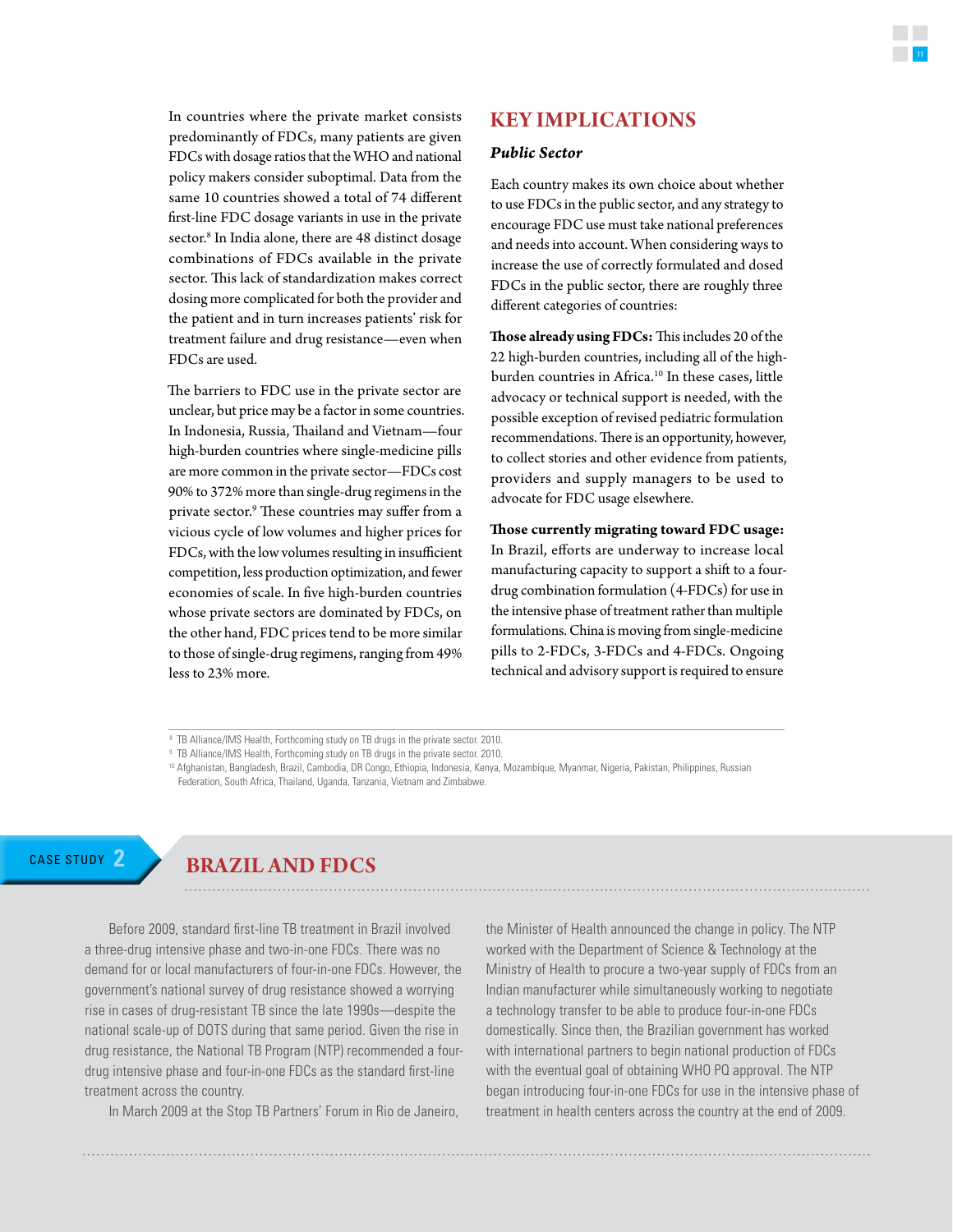In countries where the private market consists predominantly of FDCs, many patients are given FDCs with dosage ratios that the WHO and national policy makers consider suboptimal. Data from the same 10 countries showed a total of 74 different first-line FDC dosage variants in use in the private sector.[8] In India alone, there are 48 distinct dosage combinations of FDCs available in the private sector. This lack of standardization makes correct dosing more complicated for both the provider and the patient and in turn increases patients' risk for treatment failure and drug resistance—even when FDCs are used.

The barriers to FDC use in the private sector are unclear, but price may be a factor in some countries. In Indonesia, Russia, Thailand and Vietnam—four high-burden countries where single-medicine pills are more common in the private sector—FDCs cost 90% to 372% more than single-drug regimens in the private sector.[9] These countries may suffer from a vicious cycle of low volumes and higher prices for FDCs, with the low volumes resulting in insufficient competition, less production optimization, and fewer economies of scale. In five high-burden countries whose private sectors are dominated by FDCs, on the other hand, FDC prices tend to be more similar to those of single-drug regimens, ranging from 49% less to 23% more.

## KEY IMPLICATIONS

### *Public Sector*

Each country makes its own choice about whether to use FDCs in the public sector, and any strategy to encourage FDC use must take national preferences and needs into account. When considering ways to increase the use of correctly formulated and dosed FDCs in the public sector, there are roughly three different categories of countries:

**Those already using FDCs:** This includes 20 of the 22 high-burden countries, including all of the high-burden countries in Africa.[10] In these cases, little advocacy or technical support is needed, with the possible exception of revised pediatric formulation recommendations. There is an opportunity, however, to collect stories and other evidence from patients, providers and supply managers to be used to advocate for FDC usage elsewhere.

**Those currently migrating toward FDC usage:** In Brazil, efforts are underway to increase local manufacturing capacity to support a shift to a four-drug combination formulation (4-FDCs) for use in the intensive phase of treatment rather than multiple formulations. China is moving from single-medicine pills to 2-FDCs, 3-FDCs and 4-FDCs. Ongoing technical and advisory support is required to ensure

[8] TB Alliance/IMS Health, Forthcoming study on TB drugs in the private sector. 2010.

[9] TB Alliance/IMS Health, Forthcoming study on TB drugs in the private sector. 2010.

[10] Afghanistan, Bangladesh, Brazil, Cambodia, DR Congo, Ethiopia, Indonesia, Kenya, Mozambique, Myanmar, Nigeria, Pakistan, Philippines, Russian Federation, South Africa, Thailand, Uganda, Tanzania, Vietnam and Zimbabwe.

CASE STUDY 2

## BRAZIL AND FDCS

Before 2009, standard first-line TB treatment in Brazil involved a three-drug intensive phase and two-in-one FDCs. There was no demand for or local manufacturers of four-in-one FDCs. However, the government's national survey of drug resistance showed a worrying rise in cases of drug-resistant TB since the late 1990s—despite the national scale-up of DOTS during that same period. Given the rise in drug resistance, the National TB Program (NTP) recommended a four-drug intensive phase and four-in-one FDCs as the standard first-line treatment across the country.

In March 2009 at the Stop TB Partners' Forum in Rio de Janeiro, the Minister of Health announced the change in policy. The NTP worked with the Department of Science & Technology at the Ministry of Health to procure a two-year supply of FDCs from an Indian manufacturer while simultaneously working to negotiate a technology transfer to be able to produce four-in-one FDCs domestically. Since then, the Brazilian government has worked with international partners to begin national production of FDCs with the eventual goal of obtaining WHO PQ approval. The NTP began introducing four-in-one FDCs for use in the intensive phase of treatment in health centers across the country at the end of 2009.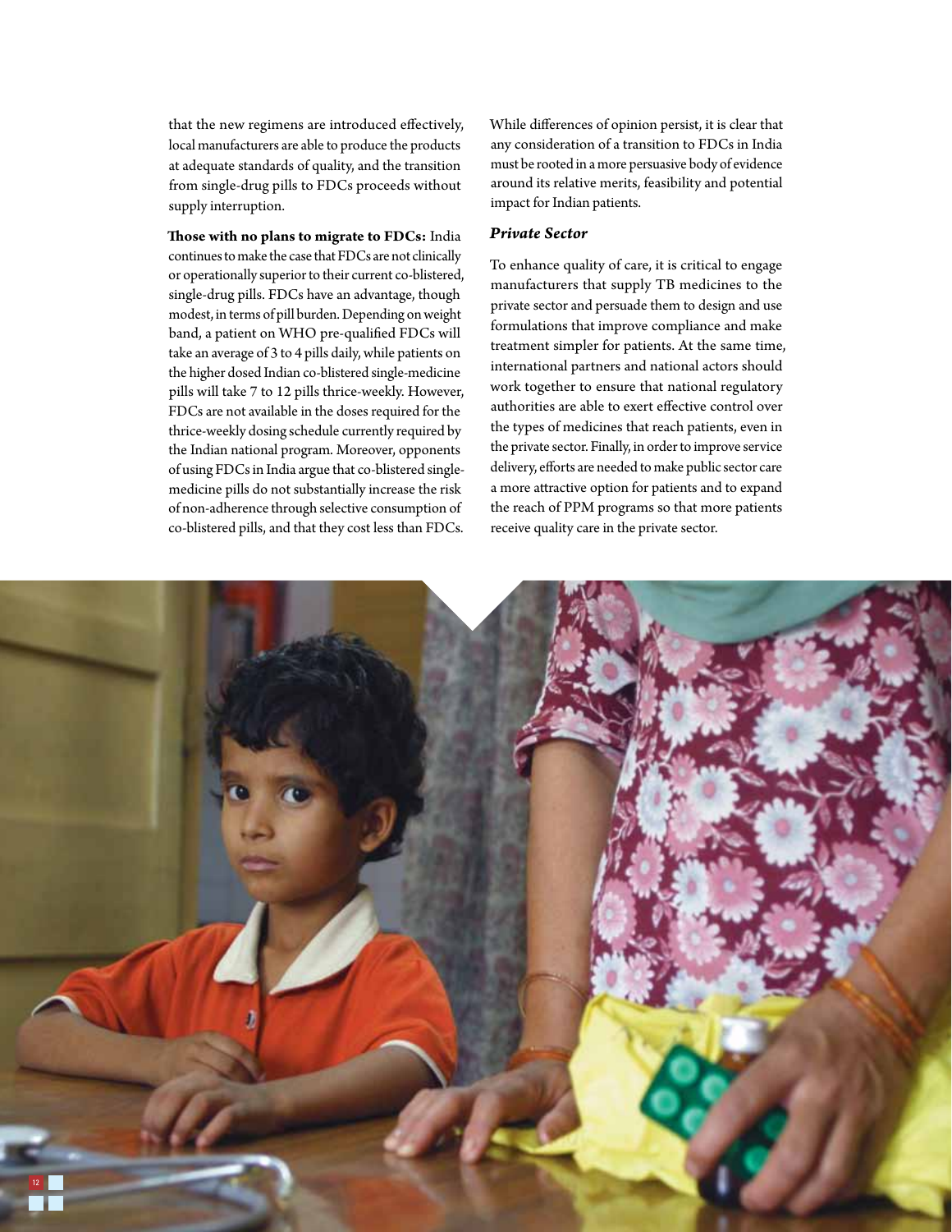that the new regimens are introduced effectively, local manufacturers are able to produce the products at adequate standards of quality, and the transition from single-drug pills to FDCs proceeds without supply interruption.

**Those with no plans to migrate to FDCs:** India continues to make the case that FDCs are not clinically or operationally superior to their current co-blistered, single-drug pills. FDCs have an advantage, though modest, in terms of pill burden. Depending on weight band, a patient on WHO pre-qualified FDCs will take an average of 3 to 4 pills daily, while patients on the higher dosed Indian co-blistered single-medicine pills will take 7 to 12 pills thrice-weekly. However, FDCs are not available in the doses required for the thrice-weekly dosing schedule currently required by the Indian national program. Moreover, opponents of using FDCs in India argue that co-blistered single-medicine pills do not substantially increase the risk of non-adherence through selective consumption of co-blistered pills, and that they cost less than FDCs.

While differences of opinion persist, it is clear that any consideration of a transition to FDCs in India must be rooted in a more persuasive body of evidence around its relative merits, feasibility and potential impact for Indian patients.

### *Private Sector*

To enhance quality of care, it is critical to engage manufacturers that supply TB medicines to the private sector and persuade them to design and use formulations that improve compliance and make treatment simpler for patients. At the same time, international partners and national actors should work together to ensure that national regulatory authorities are able to exert effective control over the types of medicines that reach patients, even in the private sector. Finally, in order to improve service delivery, efforts are needed to make public sector care a more attractive option for patients and to expand the reach of PPM programs so that more patients receive quality care in the private sector.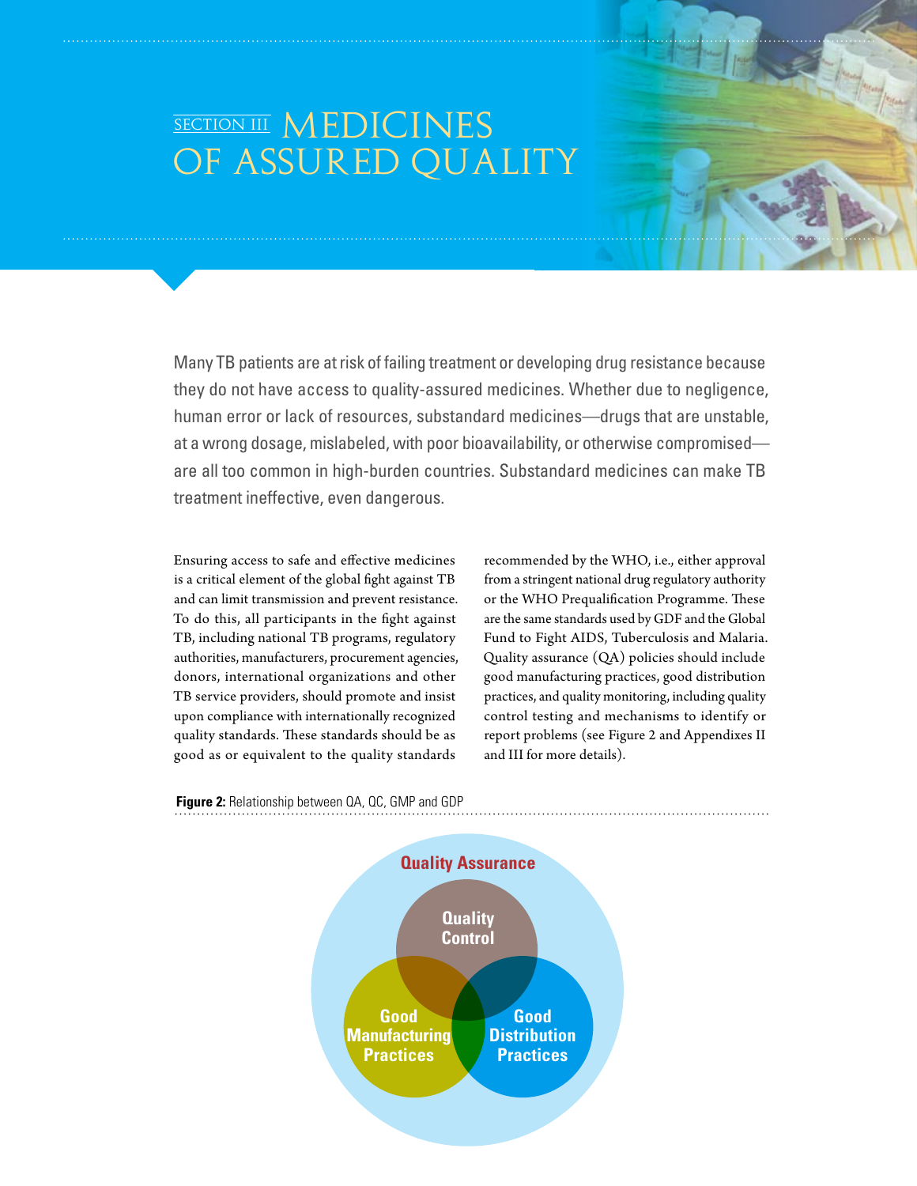# SECTION III MEDICINES OF ASSURED QUALITY

Many TB patients are at risk of failing treatment or developing drug resistance because they do not have access to quality-assured medicines. Whether due to negligence, human error or lack of resources, substandard medicines—drugs that are unstable, at a wrong dosage, mislabeled, with poor bioavailability, or otherwise compromised—are all too common in high-burden countries. Substandard medicines can make TB treatment ineffective, even dangerous.

Ensuring access to safe and effective medicines is a critical element of the global fight against TB and can limit transmission and prevent resistance. To do this, all participants in the fight against TB, including national TB programs, regulatory authorities, manufacturers, procurement agencies, donors, international organizations and other TB service providers, should promote and insist upon compliance with internationally recognized quality standards. These standards should be as good as or equivalent to the quality standards recommended by the WHO, i.e., either approval from a stringent national drug regulatory authority or the WHO Prequalification Programme. These are the same standards used by GDF and the Global Fund to Fight AIDS, Tuberculosis and Malaria. Quality assurance (QA) policies should include good manufacturing practices, good distribution practices, and quality monitoring, including quality control testing and mechanisms to identify or report problems (see Figure 2 and Appendixes II and III for more details).

**Figure 2:** Relationship between QA, QC, GMP and GDP

Quality Assurance

Quality Control

Good Manufacturing Practices

Good Distribution Practices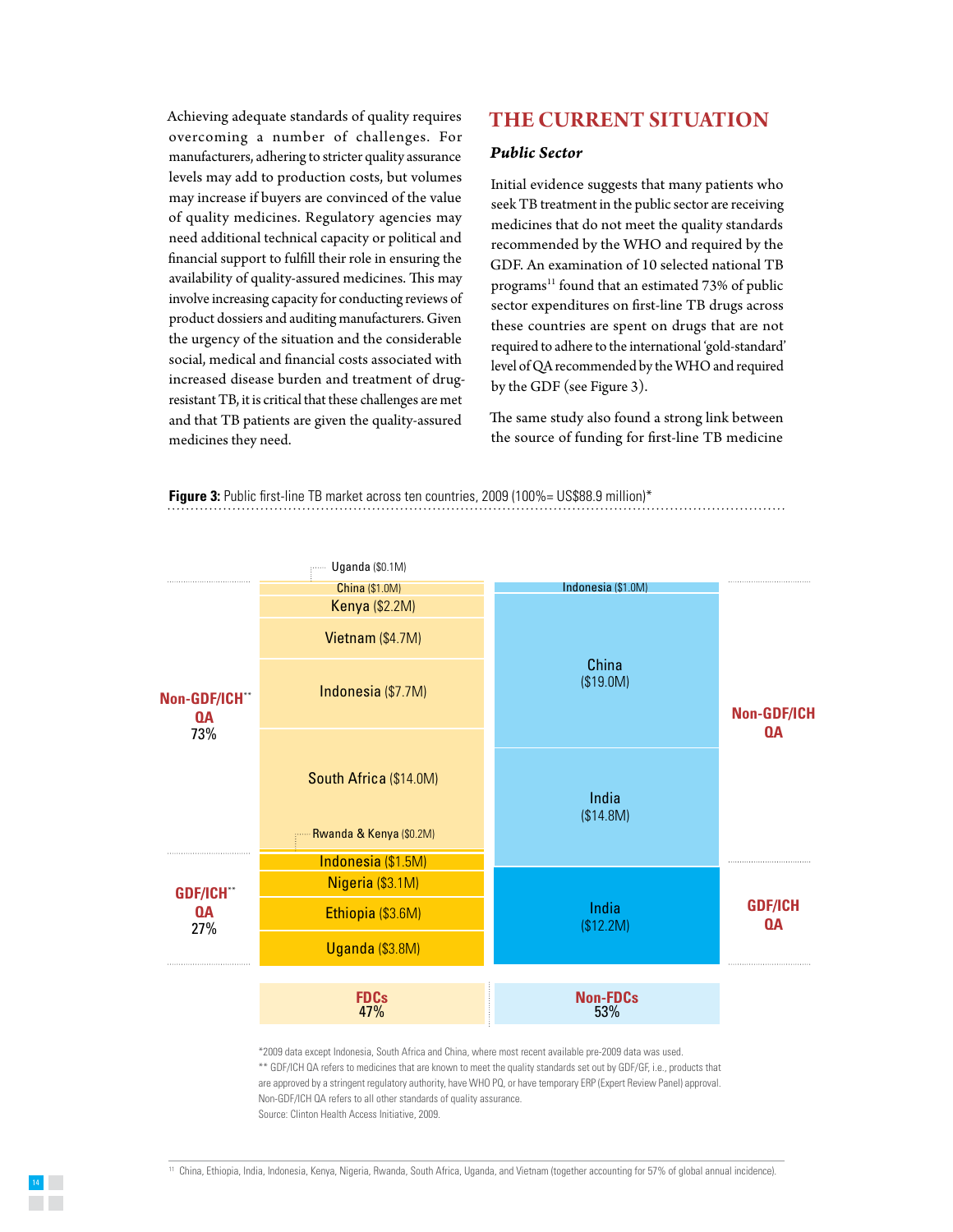Achieving adequate standards of quality requires overcoming a number of challenges. For manufacturers, adhering to stricter quality assurance levels may add to production costs, but volumes may increase if buyers are convinced of the value of quality medicines. Regulatory agencies may need additional technical capacity or political and financial support to fulfill their role in ensuring the availability of quality-assured medicines. This may involve increasing capacity for conducting reviews of product dossiers and auditing manufacturers. Given the urgency of the situation and the considerable social, medical and financial costs associated with increased disease burden and treatment of drug-resistant TB, it is critical that these challenges are met and that TB patients are given the quality-assured medicines they need.

## THE CURRENT SITUATION

### *Public Sector*

Initial evidence suggests that many patients who seek TB treatment in the public sector are receiving medicines that do not meet the quality standards recommended by the WHO and required by the GDF. An examination of 10 selected national TB programs[11] found that an estimated 73% of public sector expenditures on first-line TB drugs across these countries are spent on drugs that are not required to adhere to the international 'gold-standard' level of QA recommended by the WHO and required by the GDF (see Figure 3).

The same study also found a strong link between the source of funding for first-line TB medicine

**Figure 3:** Public first-line TB market across ten countries, 2009 (100%= US$88.9 million)*

| | FDCs (47%) | Non-FDCs (53%) |
|---|---|---|
| **Non-GDF/ICH** QA** (73%) | Uganda ($0.1M) | Indonesia ($1.0M) |
| | China ($1.0M) | China ($19.0M) |
| | Kenya ($2.2M) | India ($14.8M) |
| | Vietnam ($4.7M) | |
| | Indonesia ($7.7M) | |
| | South Africa ($14.0M) | |
| | Rwanda & Kenya ($0.2M) | |
| **GDF/ICH** QA** (27%) | Indonesia ($1.5M) | India ($12.2M) |
| | Nigeria ($3.1M) | |
| | Ethiopia ($3.6M) | |
| | Uganda ($3.8M) | |

*2009 data except Indonesia, South Africa and China, where most recent available pre-2009 data was used.

** GDF/ICH QA refers to medicines that are known to meet the quality standards set out by GDF/GF, i.e., products that are approved by a stringent regulatory authority, have WHO PQ, or have temporary ERP (Expert Review Panel) approval. Non-GDF/ICH QA refers to all other standards of quality assurance.

Source: Clinton Health Access Initiative, 2009.

[11] China, Ethiopia, India, Indonesia, Kenya, Nigeria, Rwanda, South Africa, Uganda, and Vietnam (together accounting for 57% of global annual incidence).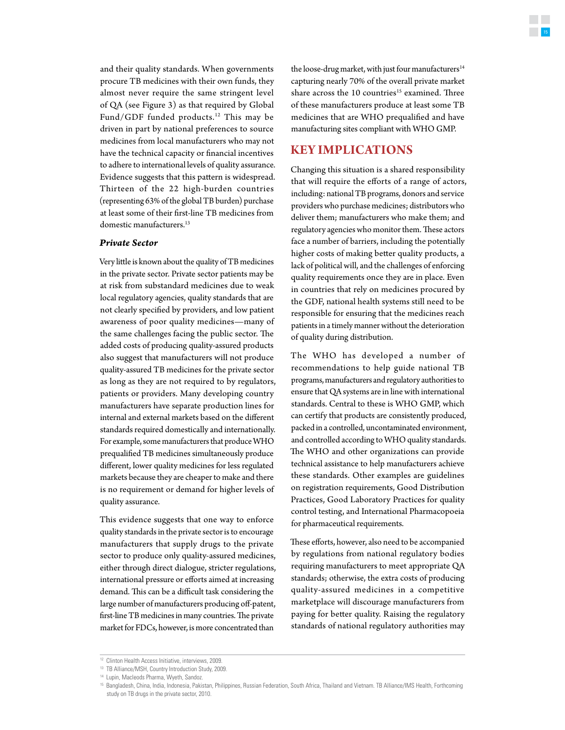and their quality standards. When governments procure TB medicines with their own funds, they almost never require the same stringent level of QA (see Figure 3) as that required by Global Fund/GDF funded products.[12] This may be driven in part by national preferences to source medicines from local manufacturers who may not have the technical capacity or financial incentives to adhere to international levels of quality assurance. Evidence suggests that this pattern is widespread. Thirteen of the 22 high-burden countries (representing 63% of the global TB burden) purchase at least some of their first-line TB medicines from domestic manufacturers.[13]

#### *Private Sector*

Very little is known about the quality of TB medicines in the private sector. Private sector patients may be at risk from substandard medicines due to weak local regulatory agencies, quality standards that are not clearly specified by providers, and low patient awareness of poor quality medicines—many of the same challenges facing the public sector. The added costs of producing quality-assured products also suggest that manufacturers will not produce quality-assured TB medicines for the private sector as long as they are not required to by regulators, patients or providers. Many developing country manufacturers have separate production lines for internal and external markets based on the different standards required domestically and internationally. For example, some manufacturers that produce WHO prequalified TB medicines simultaneously produce different, lower quality medicines for less regulated markets because they are cheaper to make and there is no requirement or demand for higher levels of quality assurance.

This evidence suggests that one way to enforce quality standards in the private sector is to encourage manufacturers that supply drugs to the private sector to produce only quality-assured medicines, either through direct dialogue, stricter regulations, international pressure or efforts aimed at increasing demand. This can be a difficult task considering the large number of manufacturers producing off-patent, first-line TB medicines in many countries. The private market for FDCs, however, is more concentrated than the loose-drug market, with just four manufacturers[14] capturing nearly 70% of the overall private market share across the 10 countries[15] examined. Three of these manufacturers produce at least some TB medicines that are WHO prequalified and have manufacturing sites compliant with WHO GMP.

## KEY IMPLICATIONS

Changing this situation is a shared responsibility that will require the efforts of a range of actors, including: national TB programs, donors and service providers who purchase medicines; distributors who deliver them; manufacturers who make them; and regulatory agencies who monitor them. These actors face a number of barriers, including the potentially higher costs of making better quality products, a lack of political will, and the challenges of enforcing quality requirements once they are in place. Even in countries that rely on medicines procured by the GDF, national health systems still need to be responsible for ensuring that the medicines reach patients in a timely manner without the deterioration of quality during distribution.

The WHO has developed a number of recommendations to help guide national TB programs, manufacturers and regulatory authorities to ensure that QA systems are in line with international standards. Central to these is WHO GMP, which can certify that products are consistently produced, packed in a controlled, uncontaminated environment, and controlled according to WHO quality standards. The WHO and other organizations can provide technical assistance to help manufacturers achieve these standards. Other examples are guidelines on registration requirements, Good Distribution Practices, Good Laboratory Practices for quality control testing, and International Pharmacopoeia for pharmaceutical requirements.

These efforts, however, also need to be accompanied by regulations from national regulatory bodies requiring manufacturers to meet appropriate QA standards; otherwise, the extra costs of producing quality-assured medicines in a competitive marketplace will discourage manufacturers from paying for better quality. Raising the regulatory standards of national regulatory authorities may

---

[12] Clinton Health Access Initiative, interviews, 2009.

[13] TB Alliance/MSH, Country Introduction Study, 2009.

[14] Lupin, Macleods Pharma, Wyeth, Sandoz.

[15] Bangladesh, China, India, Indonesia, Pakistan, Philippines, Russian Federation, South Africa, Thailand and Vietnam. TB Alliance/IMS Health, Forthcoming study on TB drugs in the private sector, 2010.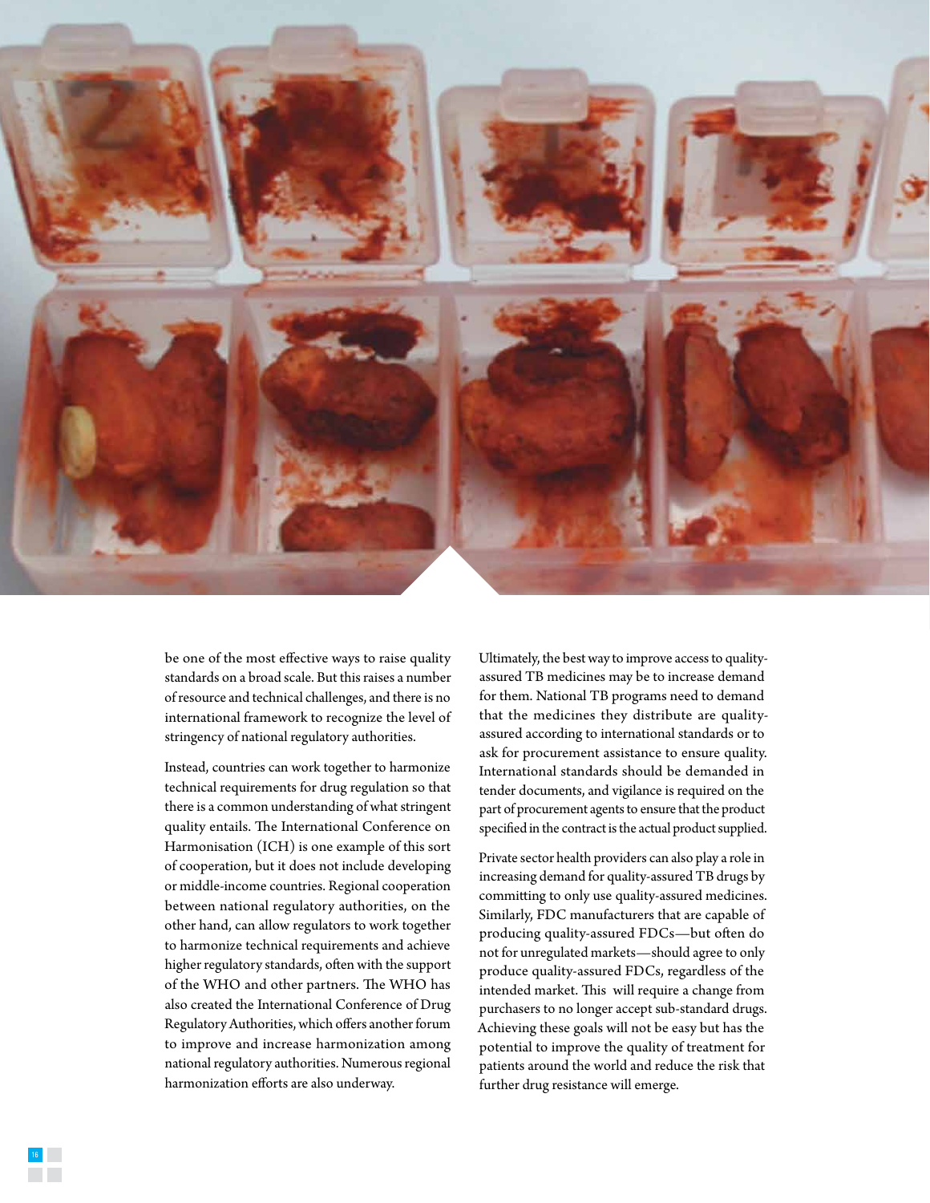be one of the most effective ways to raise quality standards on a broad scale. But this raises a number of resource and technical challenges, and there is no international framework to recognize the level of stringency of national regulatory authorities.

Instead, countries can work together to harmonize technical requirements for drug regulation so that there is a common understanding of what stringent quality entails. The International Conference on Harmonisation (ICH) is one example of this sort of cooperation, but it does not include developing or middle-income countries. Regional cooperation between national regulatory authorities, on the other hand, can allow regulators to work together to harmonize technical requirements and achieve higher regulatory standards, often with the support of the WHO and other partners. The WHO has also created the International Conference of Drug Regulatory Authorities, which offers another forum to improve and increase harmonization among national regulatory authorities. Numerous regional harmonization efforts are also underway.

Ultimately, the best way to improve access to quality-assured TB medicines may be to increase demand for them. National TB programs need to demand that the medicines they distribute are quality-assured according to international standards or to ask for procurement assistance to ensure quality. International standards should be demanded in tender documents, and vigilance is required on the part of procurement agents to ensure that the product specified in the contract is the actual product supplied.

Private sector health providers can also play a role in increasing demand for quality-assured TB drugs by committing to only use quality-assured medicines. Similarly, FDC manufacturers that are capable of producing quality-assured FDCs—but often do not for unregulated markets—should agree to only produce quality-assured FDCs, regardless of the intended market. This will require a change from purchasers to no longer accept sub-standard drugs. Achieving these goals will not be easy but has the potential to improve the quality of treatment for patients around the world and reduce the risk that further drug resistance will emerge.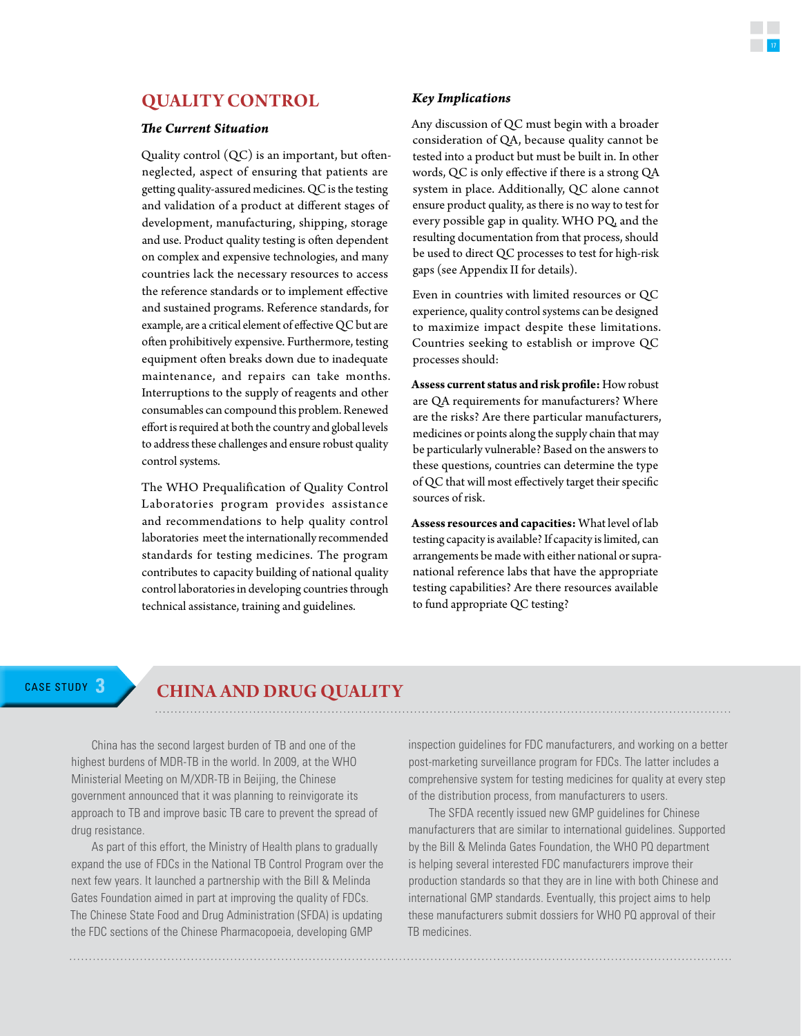## QUALITY CONTROL

### *The Current Situation*

Quality control (QC) is an important, but often-neglected, aspect of ensuring that patients are getting quality-assured medicines. QC is the testing and validation of a product at different stages of development, manufacturing, shipping, storage and use. Product quality testing is often dependent on complex and expensive technologies, and many countries lack the necessary resources to access the reference standards or to implement effective and sustained programs. Reference standards, for example, are a critical element of effective QC but are often prohibitively expensive. Furthermore, testing equipment often breaks down due to inadequate maintenance, and repairs can take months. Interruptions to the supply of reagents and other consumables can compound this problem. Renewed effort is required at both the country and global levels to address these challenges and ensure robust quality control systems.

The WHO Prequalification of Quality Control Laboratories program provides assistance and recommendations to help quality control laboratories meet the internationally recommended standards for testing medicines. The program contributes to capacity building of national quality control laboratories in developing countries through technical assistance, training and guidelines.

### *Key Implications*

Any discussion of QC must begin with a broader consideration of QA, because quality cannot be tested into a product but must be built in. In other words, QC is only effective if there is a strong QA system in place. Additionally, QC alone cannot ensure product quality, as there is no way to test for every possible gap in quality. WHO PQ and the resulting documentation from that process, should be used to direct QC processes to test for high-risk gaps (see Appendix II for details).

Even in countries with limited resources or QC experience, quality control systems can be designed to maximize impact despite these limitations. Countries seeking to establish or improve QC processes should:

**Assess current status and risk profile:** How robust are QA requirements for manufacturers? Where are the risks? Are there particular manufacturers, medicines or points along the supply chain that may be particularly vulnerable? Based on the answers to these questions, countries can determine the type of QC that will most effectively target their specific sources of risk.

**Assess resources and capacities:** What level of lab testing capacity is available? If capacity is limited, can arrangements be made with either national or supra-national reference labs that have the appropriate testing capabilities? Are there resources available to fund appropriate QC testing?

---

CASE STUDY 3

## CHINA AND DRUG QUALITY

China has the second largest burden of TB and one of the highest burdens of MDR-TB in the world. In 2009, at the WHO Ministerial Meeting on M/XDR-TB in Beijing, the Chinese government announced that it was planning to reinvigorate its approach to TB and improve basic TB care to prevent the spread of drug resistance.

As part of this effort, the Ministry of Health plans to gradually expand the use of FDCs in the National TB Control Program over the next few years. It launched a partnership with the Bill & Melinda Gates Foundation aimed in part at improving the quality of FDCs. The Chinese State Food and Drug Administration (SFDA) is updating the FDC sections of the Chinese Pharmacopoeia, developing GMP inspection guidelines for FDC manufacturers, and working on a better post-marketing surveillance program for FDCs. The latter includes a comprehensive system for testing medicines for quality at every step of the distribution process, from manufacturers to users.

The SFDA recently issued new GMP guidelines for Chinese manufacturers that are similar to international guidelines. Supported by the Bill & Melinda Gates Foundation, the WHO PQ department is helping several interested FDC manufacturers improve their production standards so that they are in line with both Chinese and international GMP standards. Eventually, this project aims to help these manufacturers submit dossiers for WHO PQ approval of their TB medicines.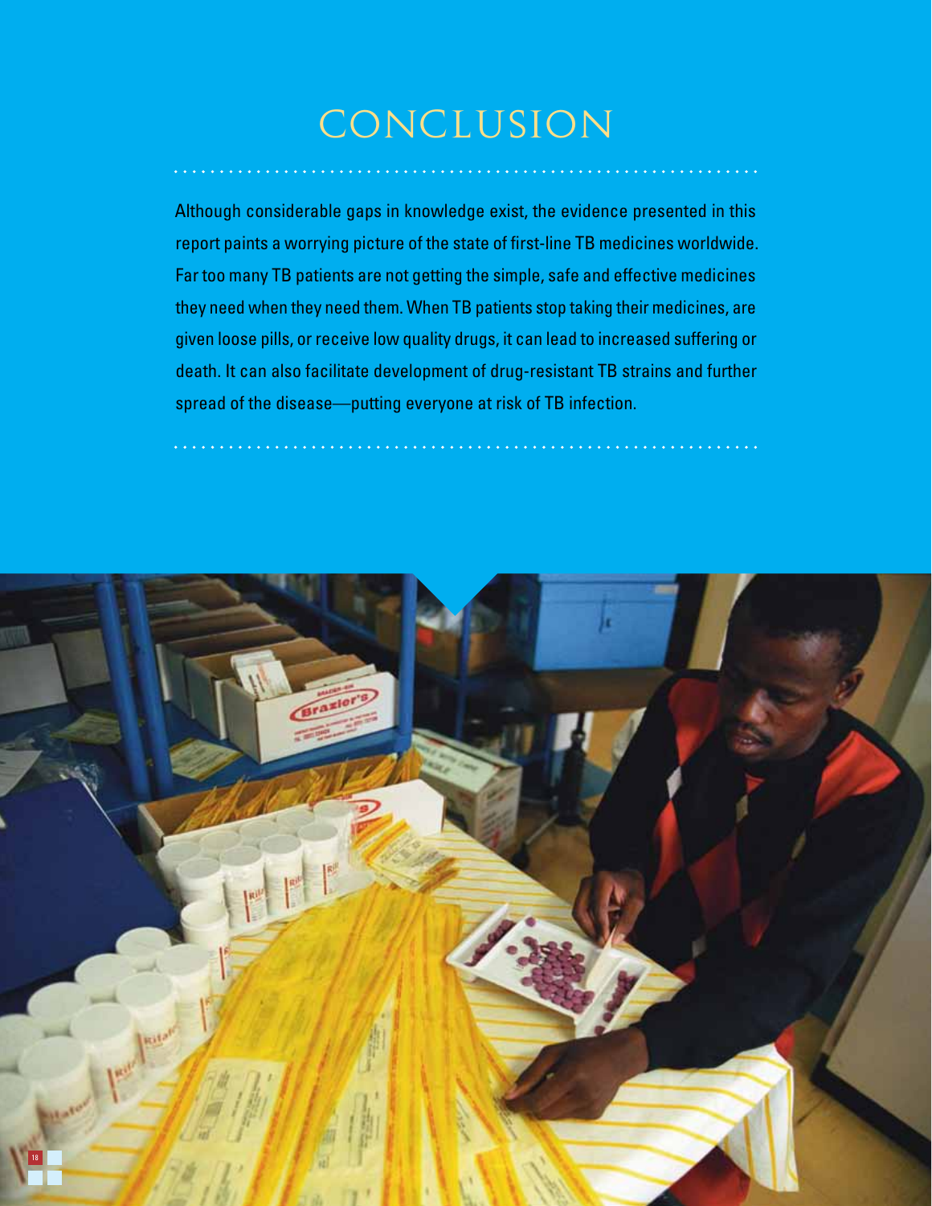# CONCLUSION

Although considerable gaps in knowledge exist, the evidence presented in this report paints a worrying picture of the state of first-line TB medicines worldwide. Far too many TB patients are not getting the simple, safe and effective medicines they need when they need them. When TB patients stop taking their medicines, are given loose pills, or receive low quality drugs, it can lead to increased suffering or death. It can also facilitate development of drug-resistant TB strains and further spread of the disease—putting everyone at risk of TB infection.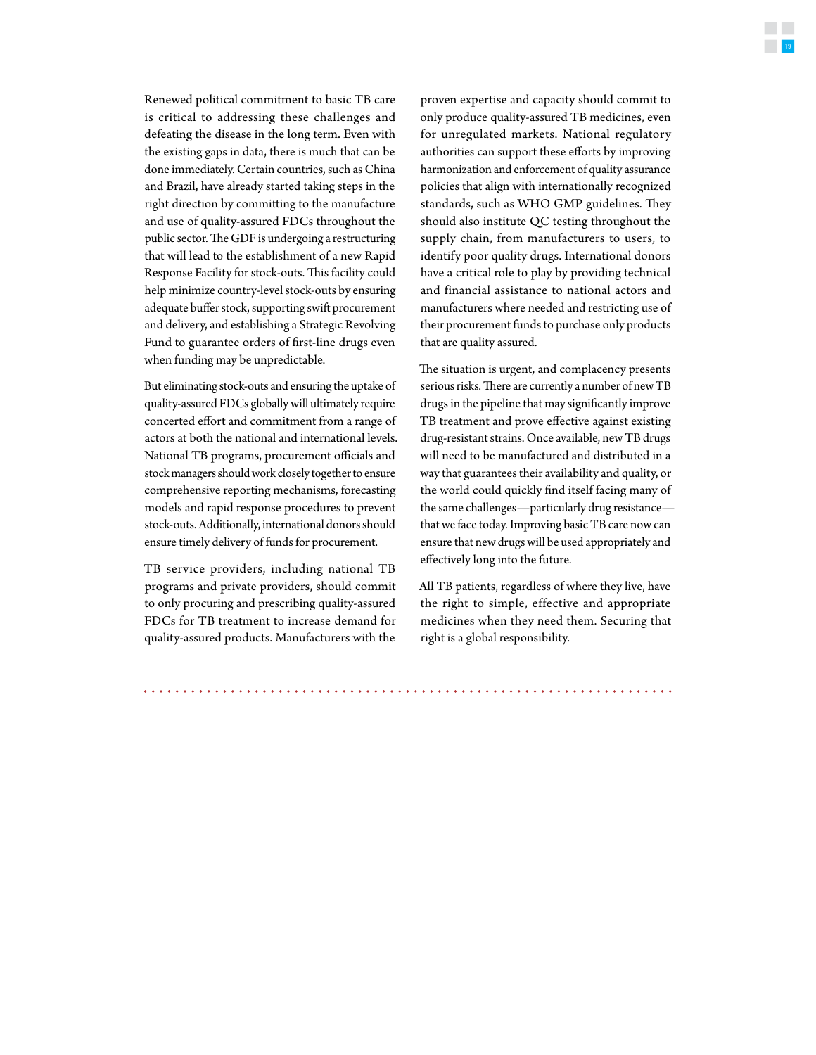Renewed political commitment to basic TB care is critical to addressing these challenges and defeating the disease in the long term. Even with the existing gaps in data, there is much that can be done immediately. Certain countries, such as China and Brazil, have already started taking steps in the right direction by committing to the manufacture and use of quality-assured FDCs throughout the public sector. The GDF is undergoing a restructuring that will lead to the establishment of a new Rapid Response Facility for stock-outs. This facility could help minimize country-level stock-outs by ensuring adequate buffer stock, supporting swift procurement and delivery, and establishing a Strategic Revolving Fund to guarantee orders of first-line drugs even when funding may be unpredictable.

But eliminating stock-outs and ensuring the uptake of quality-assured FDCs globally will ultimately require concerted effort and commitment from a range of actors at both the national and international levels. National TB programs, procurement officials and stock managers should work closely together to ensure comprehensive reporting mechanisms, forecasting models and rapid response procedures to prevent stock-outs. Additionally, international donors should ensure timely delivery of funds for procurement.

TB service providers, including national TB programs and private providers, should commit to only procuring and prescribing quality-assured FDCs for TB treatment to increase demand for quality-assured products. Manufacturers with the proven expertise and capacity should commit to only produce quality-assured TB medicines, even for unregulated markets. National regulatory authorities can support these efforts by improving harmonization and enforcement of quality assurance policies that align with internationally recognized standards, such as WHO GMP guidelines. They should also institute QC testing throughout the supply chain, from manufacturers to users, to identify poor quality drugs. International donors have a critical role to play by providing technical and financial assistance to national actors and manufacturers where needed and restricting use of their procurement funds to purchase only products that are quality assured.

The situation is urgent, and complacency presents serious risks. There are currently a number of new TB drugs in the pipeline that may significantly improve TB treatment and prove effective against existing drug-resistant strains. Once available, new TB drugs will need to be manufactured and distributed in a way that guarantees their availability and quality, or the world could quickly find itself facing many of the same challenges—particularly drug resistance—that we face today. Improving basic TB care now can ensure that new drugs will be used appropriately and effectively long into the future.

All TB patients, regardless of where they live, have the right to simple, effective and appropriate medicines when they need them. Securing that right is a global responsibility.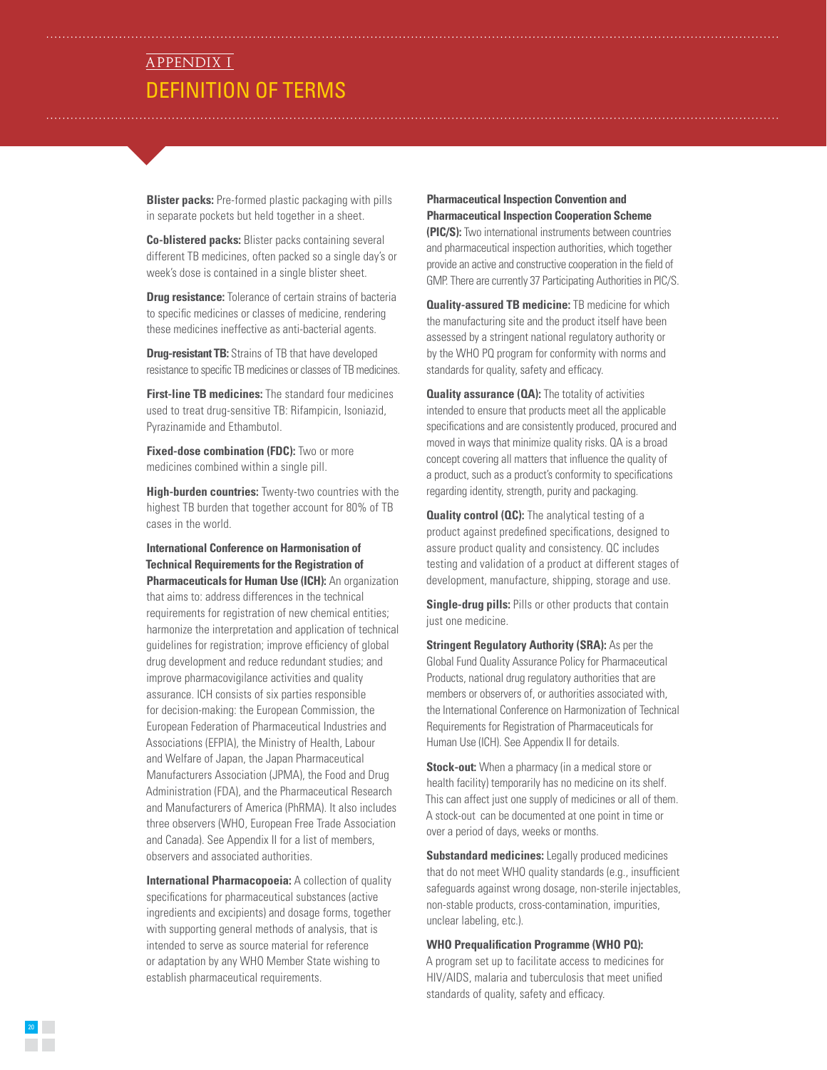## APPENDIX I

# DEFINITION OF TERMS

**Blister packs:** Pre-formed plastic packaging with pills in separate pockets but held together in a sheet.

**Co-blistered packs:** Blister packs containing several different TB medicines, often packed so a single day's or week's dose is contained in a single blister sheet.

**Drug resistance:** Tolerance of certain strains of bacteria to specific medicines or classes of medicine, rendering these medicines ineffective as anti-bacterial agents.

**Drug-resistant TB:** Strains of TB that have developed resistance to specific TB medicines or classes of TB medicines.

**First-line TB medicines:** The standard four medicines used to treat drug-sensitive TB: Rifampicin, Isoniazid, Pyrazinamide and Ethambutol.

**Fixed-dose combination (FDC):** Two or more medicines combined within a single pill.

**High-burden countries:** Twenty-two countries with the highest TB burden that together account for 80% of TB cases in the world.

**International Conference on Harmonisation of Technical Requirements for the Registration of Pharmaceuticals for Human Use (ICH):** An organization that aims to: address differences in the technical requirements for registration of new chemical entities; harmonize the interpretation and application of technical guidelines for registration; improve efficiency of global drug development and reduce redundant studies; and improve pharmacovigilance activities and quality assurance. ICH consists of six parties responsible for decision-making: the European Commission, the European Federation of Pharmaceutical Industries and Associations (EFPIA), the Ministry of Health, Labour and Welfare of Japan, the Japan Pharmaceutical Manufacturers Association (JPMA), the Food and Drug Administration (FDA), and the Pharmaceutical Research and Manufacturers of America (PhRMA). It also includes three observers (WHO, European Free Trade Association and Canada). See Appendix II for a list of members, observers and associated authorities.

**International Pharmacopoeia:** A collection of quality specifications for pharmaceutical substances (active ingredients and excipients) and dosage forms, together with supporting general methods of analysis, that is intended to serve as source material for reference or adaptation by any WHO Member State wishing to establish pharmaceutical requirements.

**Pharmaceutical Inspection Convention and Pharmaceutical Inspection Cooperation Scheme (PIC/S):** Two international instruments between countries and pharmaceutical inspection authorities, which together provide an active and constructive cooperation in the field of GMP. There are currently 37 Participating Authorities in PIC/S.

**Quality-assured TB medicine:** TB medicine for which the manufacturing site and the product itself have been assessed by a stringent national regulatory authority or by the WHO PQ program for conformity with norms and standards for quality, safety and efficacy.

**Quality assurance (QA):** The totality of activities intended to ensure that products meet all the applicable specifications and are consistently produced, procured and moved in ways that minimize quality risks. QA is a broad concept covering all matters that influence the quality of a product, such as a product's conformity to specifications regarding identity, strength, purity and packaging.

**Quality control (QC):** The analytical testing of a product against predefined specifications, designed to assure product quality and consistency. QC includes testing and validation of a product at different stages of development, manufacture, shipping, storage and use.

**Single-drug pills:** Pills or other products that contain just one medicine.

**Stringent Regulatory Authority (SRA):** As per the Global Fund Quality Assurance Policy for Pharmaceutical Products, national drug regulatory authorities that are members or observers of, or authorities associated with, the International Conference on Harmonization of Technical Requirements for Registration of Pharmaceuticals for Human Use (ICH). See Appendix II for details.

**Stock-out:** When a pharmacy (in a medical store or health facility) temporarily has no medicine on its shelf. This can affect just one supply of medicines or all of them. A stock-out can be documented at one point in time or over a period of days, weeks or months.

**Substandard medicines:** Legally produced medicines that do not meet WHO quality standards (e.g., insufficient safeguards against wrong dosage, non-sterile injectables, non-stable products, cross-contamination, impurities, unclear labeling, etc.).

**WHO Prequalification Programme (WHO PQ):** A program set up to facilitate access to medicines for HIV/AIDS, malaria and tuberculosis that meet unified standards of quality, safety and efficacy.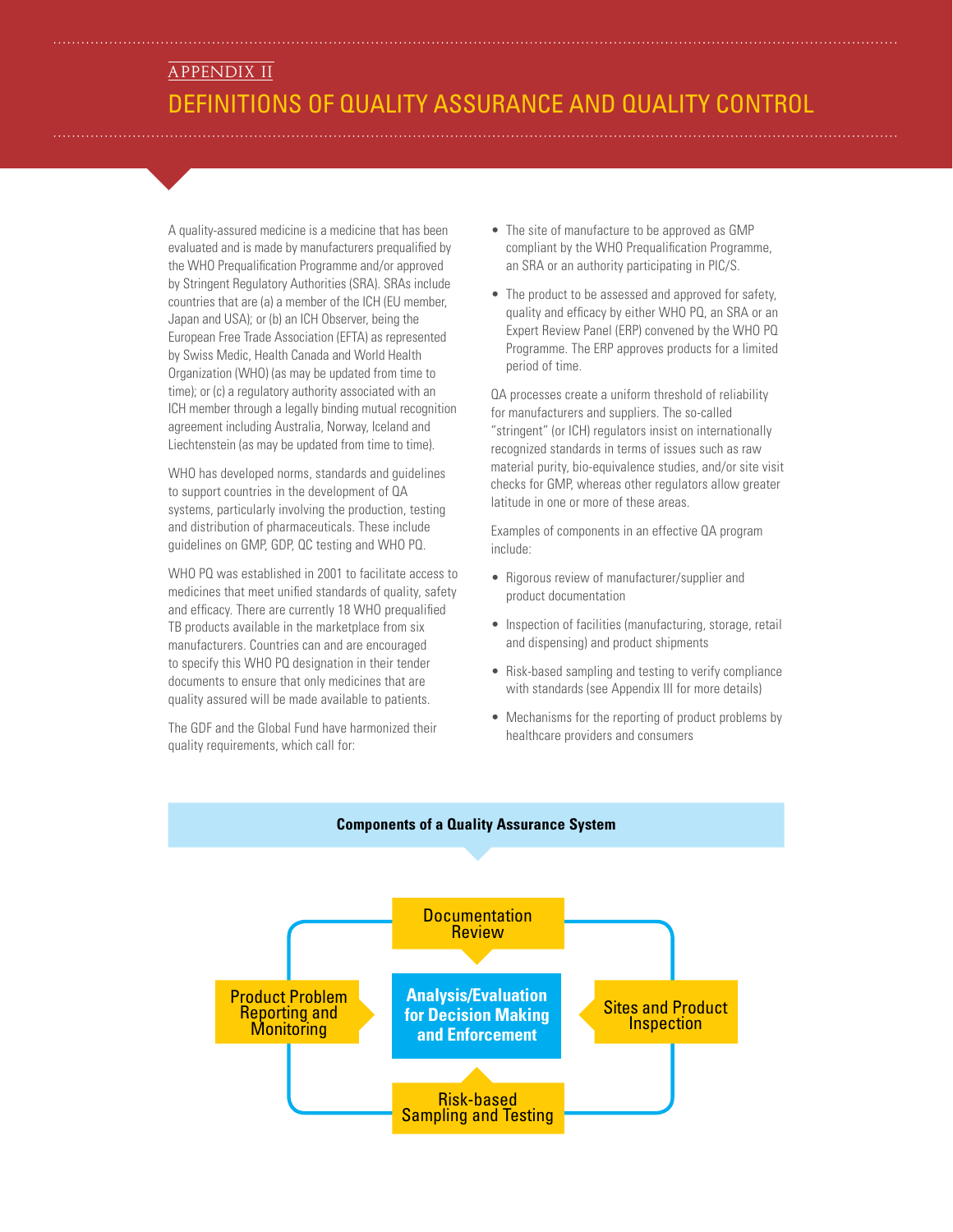## APPENDIX II

# DEFINITIONS OF QUALITY ASSURANCE AND QUALITY CONTROL

A quality-assured medicine is a medicine that has been evaluated and is made by manufacturers prequalified by the WHO Prequalification Programme and/or approved by Stringent Regulatory Authorities (SRA). SRAs include countries that are (a) a member of the ICH (EU member, Japan and USA); or (b) an ICH Observer, being the European Free Trade Association (EFTA) as represented by Swiss Medic, Health Canada and World Health Organization (WHO) (as may be updated from time to time); or (c) a regulatory authority associated with an ICH member through a legally binding mutual recognition agreement including Australia, Norway, Iceland and Liechtenstein (as may be updated from time to time).

WHO has developed norms, standards and guidelines to support countries in the development of QA systems, particularly involving the production, testing and distribution of pharmaceuticals. These include guidelines on GMP, GDP, QC testing and WHO PQ.

WHO PQ was established in 2001 to facilitate access to medicines that meet unified standards of quality, safety and efficacy. There are currently 18 WHO prequalified TB products available in the marketplace from six manufacturers. Countries can and are encouraged to specify this WHO PQ designation in their tender documents to ensure that only medicines that are quality assured will be made available to patients.

The GDF and the Global Fund have harmonized their quality requirements, which call for:

- The site of manufacture to be approved as GMP compliant by the WHO Prequalification Programme, an SRA or an authority participating in PIC/S.
- The product to be assessed and approved for safety, quality and efficacy by either WHO PQ, an SRA or an Expert Review Panel (ERP) convened by the WHO PQ Programme. The ERP approves products for a limited period of time.

QA processes create a uniform threshold of reliability for manufacturers and suppliers. The so-called "stringent" (or ICH) regulators insist on internationally recognized standards in terms of issues such as raw material purity, bio-equivalence studies, and/or site visit checks for GMP, whereas other regulators allow greater latitude in one or more of these areas.

Examples of components in an effective QA program include:

- Rigorous review of manufacturer/supplier and product documentation
- Inspection of facilities (manufacturing, storage, retail and dispensing) and product shipments
- Risk-based sampling and testing to verify compliance with standards (see Appendix III for more details)
- Mechanisms for the reporting of product problems by healthcare providers and consumers

**Components of a Quality Assurance System**

- Documentation Review
- Sites and Product Inspection
- Risk-based Sampling and Testing
- Product Problem Reporting and Monitoring
- Analysis/Evaluation for Decision Making and Enforcement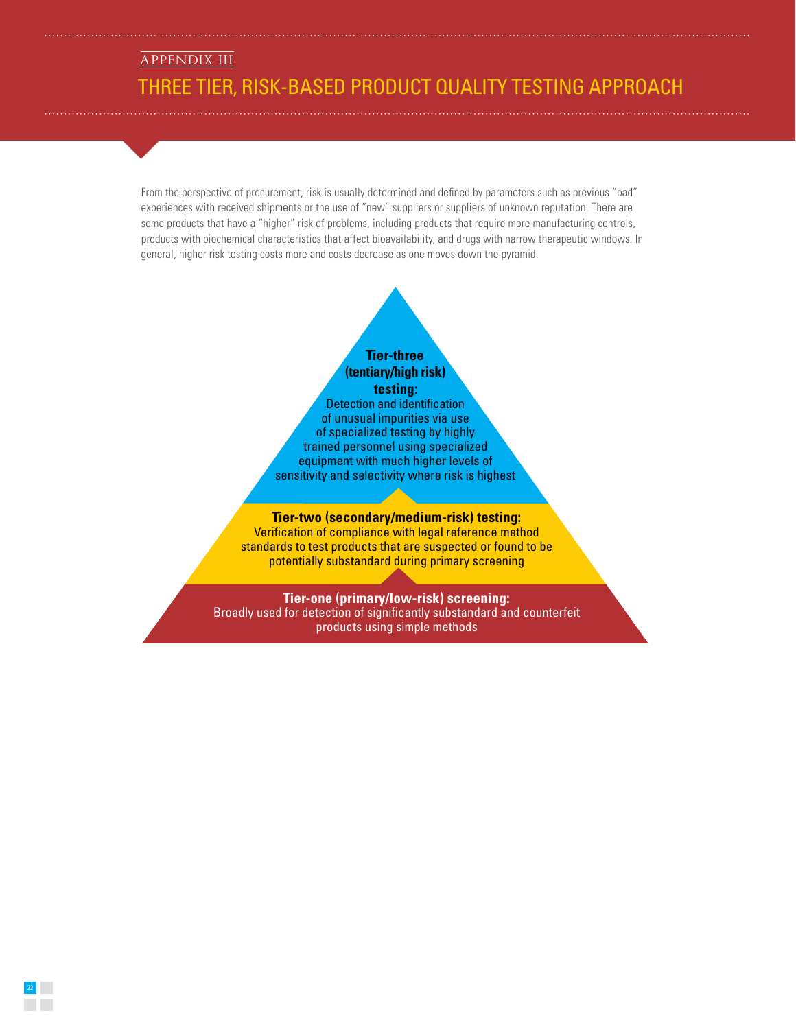## APPENDIX III

# THREE TIER, RISK-BASED PRODUCT QUALITY TESTING APPROACH

From the perspective of procurement, risk is usually determined and defined by parameters such as previous "bad" experiences with received shipments or the use of "new" suppliers or suppliers of unknown reputation. There are some products that have a "higher" risk of problems, including products that require more manufacturing controls, products with biochemical characteristics that affect bioavailability, and drugs with narrow therapeutic windows. In general, higher risk testing costs more and costs decrease as one moves down the pyramid.

**Tier-three (tentiary/high risk) testing:**
Detection and identification of unusual impurities via use of specialized testing by highly trained personnel using specialized equipment with much higher levels of sensitivity and selectivity where risk is highest

**Tier-two (secondary/medium-risk) testing:**
Verification of compliance with legal reference method standards to test products that are suspected or found to be potentially substandard during primary screening

**Tier-one (primary/low-risk) screening:**
Broadly used for detection of significantly substandard and counterfeit products using simple methods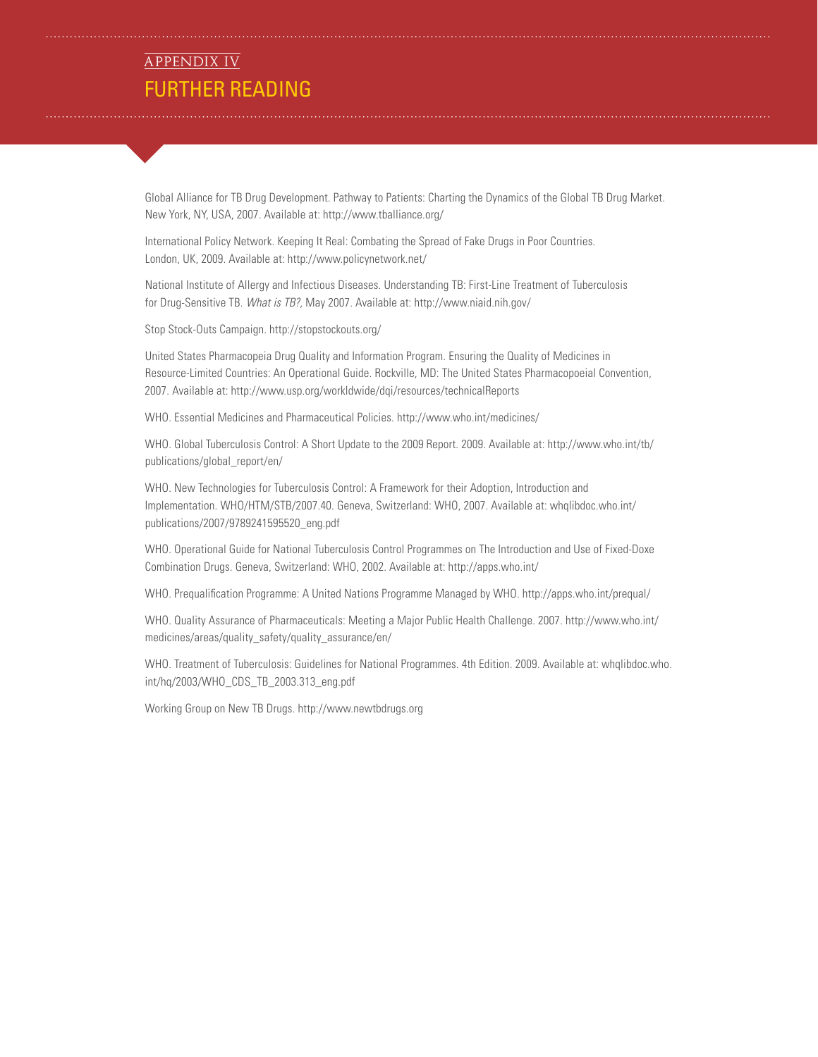APPENDIX IV

# FURTHER READING

Global Alliance for TB Drug Development. Pathway to Patients: Charting the Dynamics of the Global TB Drug Market. New York, NY, USA, 2007. Available at: http://www.tballiance.org/

International Policy Network. Keeping It Real: Combating the Spread of Fake Drugs in Poor Countries. London, UK, 2009. Available at: http://www.policynetwork.net/

National Institute of Allergy and Infectious Diseases. Understanding TB: First-Line Treatment of Tuberculosis for Drug-Sensitive TB. *What is TB?,* May 2007. Available at: http://www.niaid.nih.gov/

Stop Stock-Outs Campaign. http://stopstockouts.org/

United States Pharmacopeia Drug Quality and Information Program. Ensuring the Quality of Medicines in Resource-Limited Countries: An Operational Guide. Rockville, MD: The United States Pharmacopoeial Convention, 2007. Available at: http://www.usp.org/workldwide/dqi/resources/technicalReports

WHO. Essential Medicines and Pharmaceutical Policies. http://www.who.int/medicines/

WHO. Global Tuberculosis Control: A Short Update to the 2009 Report. 2009. Available at: http://www.who.int/tb/publications/global_report/en/

WHO. New Technologies for Tuberculosis Control: A Framework for their Adoption, Introduction and Implementation. WHO/HTM/STB/2007.40. Geneva, Switzerland: WHO, 2007. Available at: whqlibdoc.who.int/publications/2007/9789241595520_eng.pdf

WHO. Operational Guide for National Tuberculosis Control Programmes on The Introduction and Use of Fixed-Doxe Combination Drugs. Geneva, Switzerland: WHO, 2002. Available at: http://apps.who.int/

WHO. Prequalification Programme: A United Nations Programme Managed by WHO. http://apps.who.int/prequal/

WHO. Quality Assurance of Pharmaceuticals: Meeting a Major Public Health Challenge. 2007. http://www.who.int/medicines/areas/quality_safety/quality_assurance/en/

WHO. Treatment of Tuberculosis: Guidelines for National Programmes. 4th Edition. 2009. Available at: whqlibdoc.who.int/hq/2003/WHO_CDS_TB_2003.313_eng.pdf

Working Group on New TB Drugs. http://www.newtbdrugs.org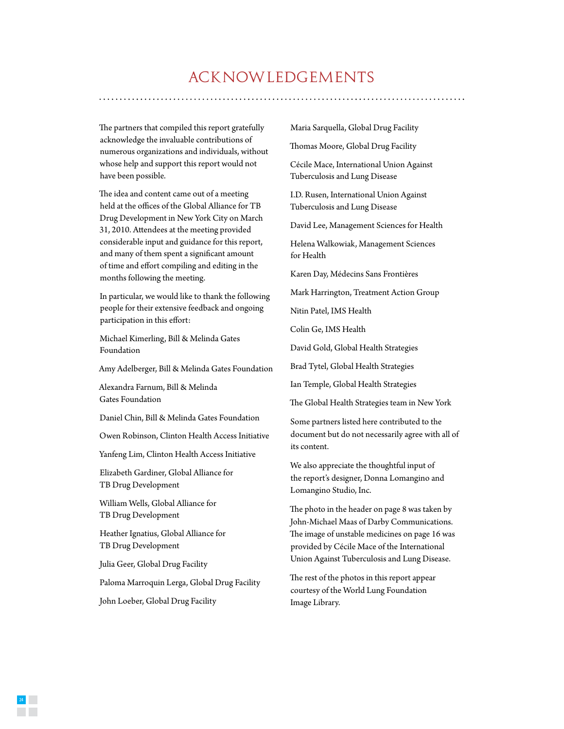# ACKNOWLEDGEMENTS

The partners that compiled this report gratefully acknowledge the invaluable contributions of numerous organizations and individuals, without whose help and support this report would not have been possible.

The idea and content came out of a meeting held at the offices of the Global Alliance for TB Drug Development in New York City on March 31, 2010. Attendees at the meeting provided considerable input and guidance for this report, and many of them spent a significant amount of time and effort compiling and editing in the months following the meeting.

In particular, we would like to thank the following people for their extensive feedback and ongoing participation in this effort:

Michael Kimerling, Bill & Melinda Gates Foundation

Amy Adelberger, Bill & Melinda Gates Foundation

Alexandra Farnum, Bill & Melinda Gates Foundation

Daniel Chin, Bill & Melinda Gates Foundation

Owen Robinson, Clinton Health Access Initiative

Yanfeng Lim, Clinton Health Access Initiative

Elizabeth Gardiner, Global Alliance for TB Drug Development

William Wells, Global Alliance for TB Drug Development

Heather Ignatius, Global Alliance for TB Drug Development

Julia Geer, Global Drug Facility

Paloma Marroquin Lerga, Global Drug Facility

John Loeber, Global Drug Facility

Maria Sarquella, Global Drug Facility

Thomas Moore, Global Drug Facility

Cécile Mace, International Union Against Tuberculosis and Lung Disease

I.D. Rusen, International Union Against Tuberculosis and Lung Disease

David Lee, Management Sciences for Health

Helena Walkowiak, Management Sciences for Health

Karen Day, Médecins Sans Frontières

Mark Harrington, Treatment Action Group

Nitin Patel, IMS Health

Colin Ge, IMS Health

David Gold, Global Health Strategies

Brad Tytel, Global Health Strategies

Ian Temple, Global Health Strategies

The Global Health Strategies team in New York

Some partners listed here contributed to the document but do not necessarily agree with all of its content.

We also appreciate the thoughtful input of the report's designer, Donna Lomangino and Lomangino Studio, Inc.

The photo in the header on page 8 was taken by John-Michael Maas of Darby Communications. The image of unstable medicines on page 16 was provided by Cécile Mace of the International Union Against Tuberculosis and Lung Disease.

The rest of the photos in this report appear courtesy of the World Lung Foundation Image Library.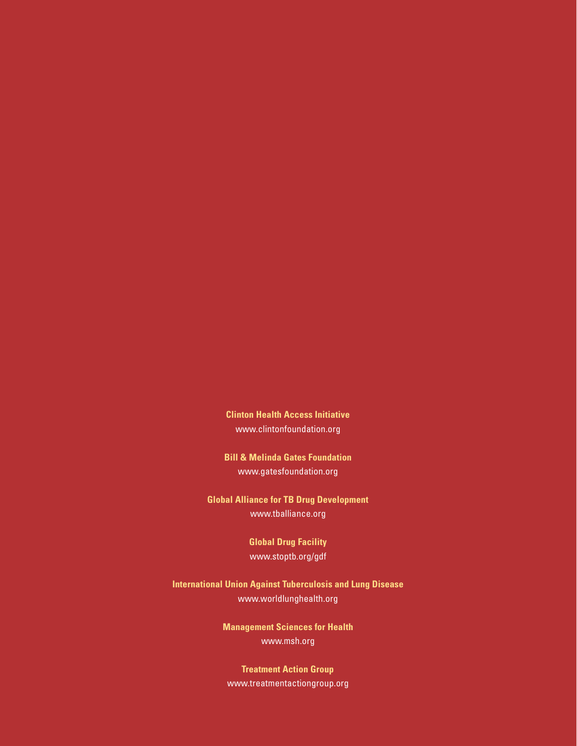**Clinton Health Access Initiative**

www.clintonfoundation.org

**Bill & Melinda Gates Foundation**

www.gatesfoundation.org

**Global Alliance for TB Drug Development**

www.tballiance.org

**Global Drug Facility**

www.stoptb.org/gdf

**International Union Against Tuberculosis and Lung Disease**

www.worldlunghealth.org

**Management Sciences for Health**

www.msh.org

**Treatment Action Group**

www.treatmentactiongroup.org